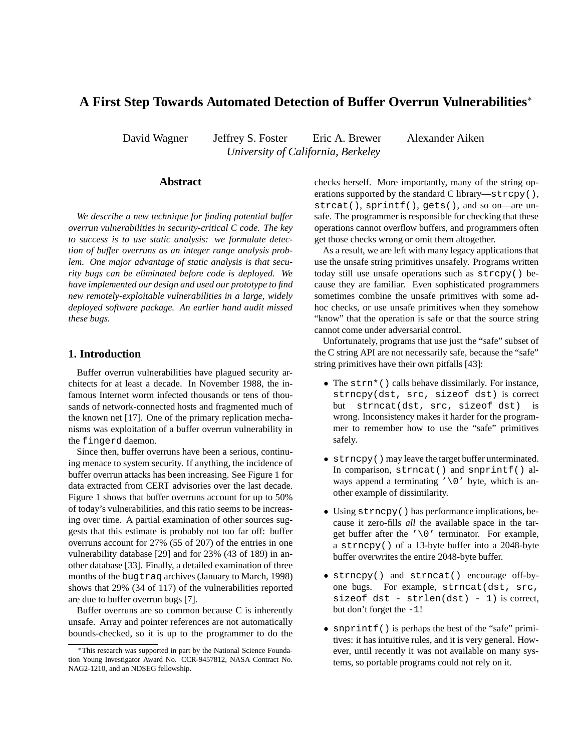# A First Step Towards Automated Detection of Buffer Overrun Vulnerabilities*

David Wagner  Jeffrey S. Foster  Eric A. Brewer  Alexander Aiken

*University of California, Berkeley*

## Abstract

*We describe a new technique for finding potential buffer overrun vulnerabilities in security-critical C code. The key to success is to use static analysis: we formulate detection of buffer overruns as an integer range analysis problem. One major advantage of static analysis is that security bugs can be eliminated before code is deployed. We have implemented our design and used our prototype to find new remotely-exploitable vulnerabilities in a large, widely deployed software package. An earlier hand audit missed these bugs.*

## 1. Introduction

Buffer overrun vulnerabilities have plagued security architects for at least a decade. In November 1988, the infamous Internet worm infected thousands or tens of thousands of network-connected hosts and fragmented much of the known net [17]. One of the primary replication mechanisms was exploitation of a buffer overrun vulnerability in the `fingerd` daemon.

Since then, buffer overruns have been a serious, continuing menace to system security. If anything, the incidence of buffer overrun attacks has been increasing. See Figure 1 for data extracted from CERT advisories over the last decade. Figure 1 shows that buffer overruns account for up to 50% of today's vulnerabilities, and this ratio seems to be increasing over time. A partial examination of other sources suggests that this estimate is probably not too far off: buffer overruns account for 27% (55 of 207) of the entries in one vulnerability database [29] and for 23% (43 of 189) in another database [33]. Finally, a detailed examination of three months of the `bugtraq` archives (January to March, 1998) shows that 29% (34 of 117) of the vulnerabilities reported are due to buffer overrun bugs [7].

Buffer overruns are so common because C is inherently unsafe. Array and pointer references are not automatically bounds-checked, so it is up to the programmer to do the checks herself. More importantly, many of the string operations supported by the standard C library—`strcpy()`, `strcat()`, `sprintf()`, `gets()`, and so on—are unsafe. The programmer is responsible for checking that these operations cannot overflow buffers, and programmers often get those checks wrong or omit them altogether.

As a result, we are left with many legacy applications that use the unsafe string primitives unsafely. Programs written today still use unsafe operations such as `strcpy()` because they are familiar. Even sophisticated programmers sometimes combine the unsafe primitives with some adhoc checks, or use unsafe primitives when they somehow "know" that the operation is safe or that the source string cannot come under adversarial control.

Unfortunately, programs that use just the "safe" subset of the C string API are not necessarily safe, because the "safe" string primitives have their own pitfalls [43]:

- The `strn*()` calls behave dissimilarly. For instance, `strncpy(dst, src, sizeof dst)` is correct but `strncat(dst, src, sizeof dst)` is wrong. Inconsistency makes it harder for the programmer to remember how to use the "safe" primitives safely.
- `strncpy()` may leave the target buffer unterminated. In comparison, `strncat()` and `snprintf()` always append a terminating `'\0'` byte, which is another example of dissimilarity.
- Using `strncpy()` has performance implications, because it zero-fills *all* the available space in the target buffer after the `'\0'` terminator. For example, a `strncpy()` of a 13-byte buffer into a 2048-byte buffer overwrites the entire 2048-byte buffer.
- `strncpy()` and `strncat()` encourage off-by-one bugs. For example, `strncat(dst, src, sizeof dst - strlen(dst) - 1)` is correct, but don't forget the `-1`!
- `snprintf()` is perhaps the best of the "safe" primitives: it has intuitive rules, and it is very general. However, until recently it was not available on many systems, so portable programs could not rely on it.

*This research was supported in part by the National Science Foundation Young Investigator Award No. CCR-9457812, NASA Contract No. NAG2-1210, and an NDSEG fellowship.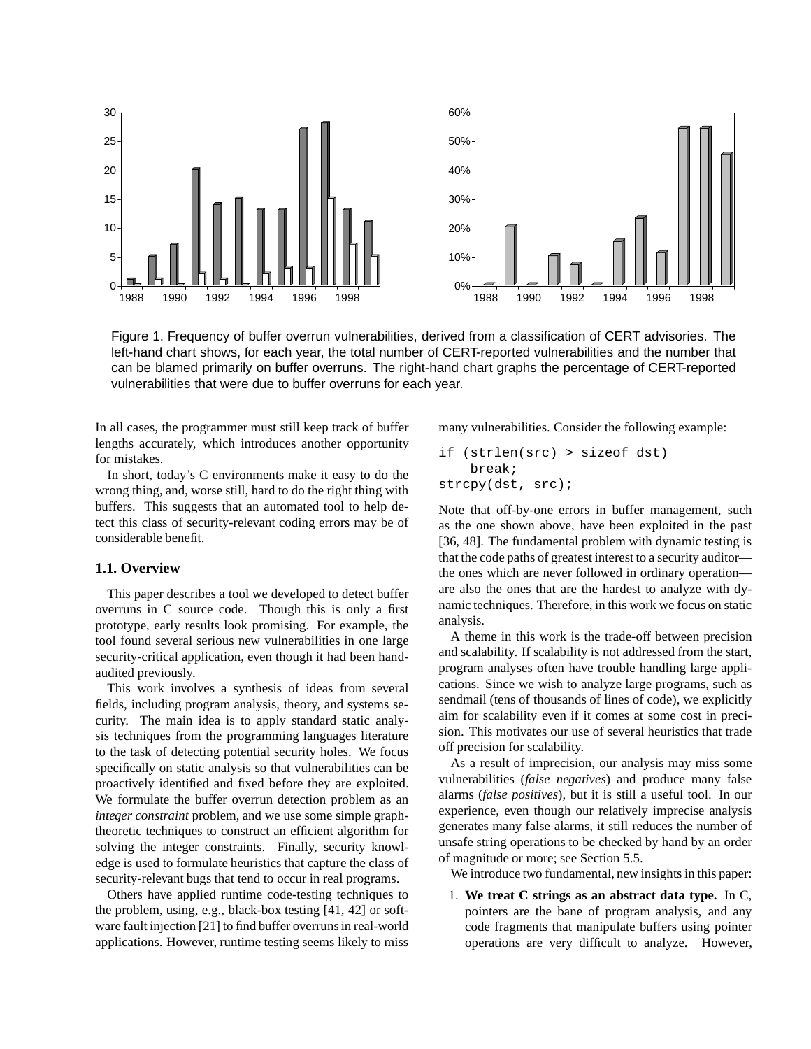Figure 1. Frequency of buffer overrun vulnerabilities, derived from a classification of CERT advisories. The left-hand chart shows, for each year, the total number of CERT-reported vulnerabilities and the number that can be blamed primarily on buffer overruns. The right-hand chart graphs the percentage of CERT-reported vulnerabilities that were due to buffer overruns for each year.

In all cases, the programmer must still keep track of buffer lengths accurately, which introduces another opportunity for mistakes.

In short, today's C environments make it easy to do the wrong thing, and, worse still, hard to do the right thing with buffers. This suggests that an automated tool to help detect this class of security-relevant coding errors may be of considerable benefit.

### 1.1. Overview

This paper describes a tool we developed to detect buffer overruns in C source code. Though this is only a first prototype, early results look promising. For example, the tool found several serious new vulnerabilities in one large security-critical application, even though it had been hand-audited previously.

This work involves a synthesis of ideas from several fields, including program analysis, theory, and systems security. The main idea is to apply standard static analysis techniques from the programming languages literature to the task of detecting potential security holes. We focus specifically on static analysis so that vulnerabilities can be proactively identified and fixed before they are exploited. We formulate the buffer overrun detection problem as an *integer constraint* problem, and we use some simple graph-theoretic techniques to construct an efficient algorithm for solving the integer constraints. Finally, security knowledge is used to formulate heuristics that capture the class of security-relevant bugs that tend to occur in real programs.

Others have applied runtime code-testing techniques to the problem, using, e.g., black-box testing [41, 42] or software fault injection [21] to find buffer overruns in real-world applications. However, runtime testing seems likely to miss many vulnerabilities. Consider the following example:

```
if (strlen(src) > sizeof dst)
    break;
strcpy(dst, src);
```

Note that off-by-one errors in buffer management, such as the one shown above, have been exploited in the past [36, 48]. The fundamental problem with dynamic testing is that the code paths of greatest interest to a security auditor—the ones which are never followed in ordinary operation—are also the ones that are the hardest to analyze with dynamic techniques. Therefore, in this work we focus on static analysis.

A theme in this work is the trade-off between precision and scalability. If scalability is not addressed from the start, program analyses often have trouble handling large applications. Since we wish to analyze large programs, such as sendmail (tens of thousands of lines of code), we explicitly aim for scalability even if it comes at some cost in precision. This motivates our use of several heuristics that trade off precision for scalability.

As a result of imprecision, our analysis may miss some vulnerabilities (*false negatives*) and produce many false alarms (*false positives*), but it is still a useful tool. In our experience, even though our relatively imprecise analysis generates many false alarms, it still reduces the number of unsafe string operations to be checked by hand by an order of magnitude or more; see Section 5.5.

We introduce two fundamental, new insights in this paper:

1. **We treat C strings as an abstract data type.** In C, pointers are the bane of program analysis, and any code fragments that manipulate buffers using pointer operations are very difficult to analyze. However,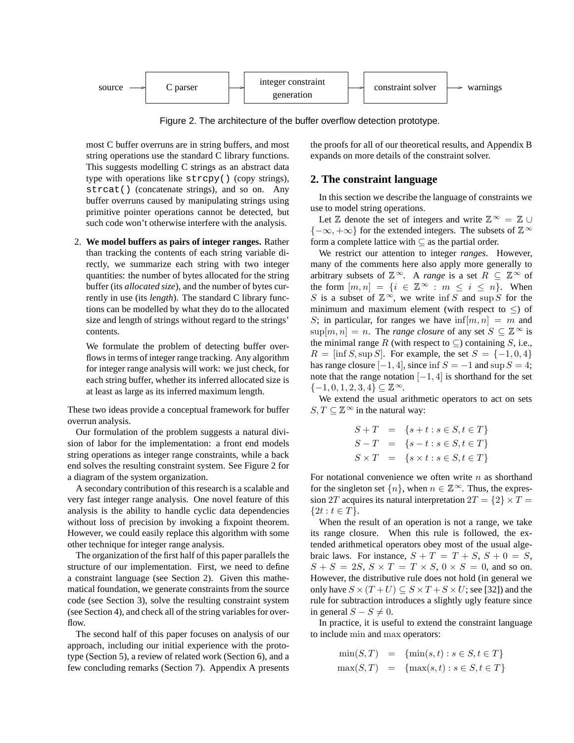source → C parser → integer constraint generation → constraint solver → warnings

Figure 2. The architecture of the buffer overflow detection prototype.

most C buffer overruns are in string buffers, and most string operations use the standard C library functions. This suggests modelling C strings as an abstract data type with operations like `strcpy()` (copy strings), `strcat()` (concatenate strings), and so on. Any buffer overruns caused by manipulating strings using primitive pointer operations cannot be detected, but such code won't otherwise interfere with the analysis.

2. **We model buffers as pairs of integer ranges.** Rather than tracking the contents of each string variable directly, we summarize each string with two integer quantities: the number of bytes allocated for the string buffer (its *allocated size*), and the number of bytes currently in use (its *length*). The standard C library functions can be modelled by what they do to the allocated size and length of strings without regard to the strings' contents.

   We formulate the problem of detecting buffer overflows in terms of integer range tracking. Any algorithm for integer range analysis will work: we just check, for each string buffer, whether its inferred allocated size is at least as large as its inferred maximum length.

These two ideas provide a conceptual framework for buffer overrun analysis.

Our formulation of the problem suggests a natural division of labor for the implementation: a front end models string operations as integer range constraints, while a back end solves the resulting constraint system. See Figure 2 for a diagram of the system organization.

A secondary contribution of this research is a scalable and very fast integer range analysis. One novel feature of this analysis is the ability to handle cyclic data dependencies without loss of precision by invoking a fixpoint theorem. However, we could easily replace this algorithm with some other technique for integer range analysis.

The organization of the first half of this paper parallels the structure of our implementation. First, we need to define a constraint language (see Section 2). Given this mathematical foundation, we generate constraints from the source code (see Section 3), solve the resulting constraint system (see Section 4), and check all of the string variables for overflow.

The second half of this paper focuses on analysis of our approach, including our initial experience with the prototype (Section 5), a review of related work (Section 6), and a few concluding remarks (Section 7). Appendix A presents the proofs for all of our theoretical results, and Appendix B expands on more details of the constraint solver.

## 2. The constraint language

In this section we describe the language of constraints we use to model string operations.

Let $\mathbb{Z}$ denote the set of integers and write $\mathbb{Z}^\infty = \mathbb{Z} \cup \{-\infty, +\infty\}$ for the extended integers. The subsets of $\mathbb{Z}^\infty$ form a complete lattice with $\subseteq$ as the partial order.

We restrict our attention to integer *ranges*. However, many of the comments here also apply more generally to arbitrary subsets of $\mathbb{Z}^\infty$. A *range* is a set $R \subseteq \mathbb{Z}^\infty$ of the form $[m, n] = \{i \in \mathbb{Z}^\infty : m \leq i \leq n\}$. When $S$ is a subset of $\mathbb{Z}^\infty$, we write $\inf S$ and $\sup S$ for the minimum and maximum element (with respect to $\leq$) of $S$; in particular, for ranges we have $\inf[m, n] = m$ and $\sup[m, n] = n$. The *range closure* of any set $S \subseteq \mathbb{Z}^\infty$ is the minimal range $R$ (with respect to $\subseteq$) containing $S$, i.e., $R = [\inf S, \sup S]$. For example, the set $S = \{-1, 0, 4\}$ has range closure $[-1, 4]$, since $\inf S = -1$ and $\sup S = 4$; note that the range notation $[-1, 4]$ is shorthand for the set $\{-1, 0, 1, 2, 3, 4\} \subseteq \mathbb{Z}^\infty$.

We extend the usual arithmetic operators to act on sets $S, T \subseteq \mathbb{Z}^\infty$ in the natural way:

$$
\begin{aligned}
S + T &= \{s + t : s \in S, t \in T\} \\
S - T &= \{s - t : s \in S, t \in T\} \\
S \times T &= \{s \times t : s \in S, t \in T\}
\end{aligned}
$$

For notational convenience we often write $n$ as shorthand for the singleton set $\{n\}$, when $n \in \mathbb{Z}^\infty$. Thus, the expression $2T$ acquires its natural interpretation $2T = \{2\} \times T = \{2t : t \in T\}$.

When the result of an operation is not a range, we take its range closure. When this rule is followed, the extended arithmetical operators obey most of the usual algebraic laws. For instance, $S + T = T + S$, $S + 0 = S$, $S + S = 2S$, $S \times T = T \times S$, $0 \times S = 0$, and so on. However, the distributive rule does not hold (in general we only have $S \times (T + U) \subseteq S \times T + S \times U$; see [32]) and the rule for subtraction introduces a slightly ugly feature since in general $S - S \neq 0$.

In practice, it is useful to extend the constraint language to include $\min$ and $\max$ operators:

$$
\begin{aligned}
\min(S, T) &= \{\min(s, t) : s \in S, t \in T\} \\
\max(S, T) &= \{\max(s, t) : s \in S, t \in T\}
\end{aligned}
$$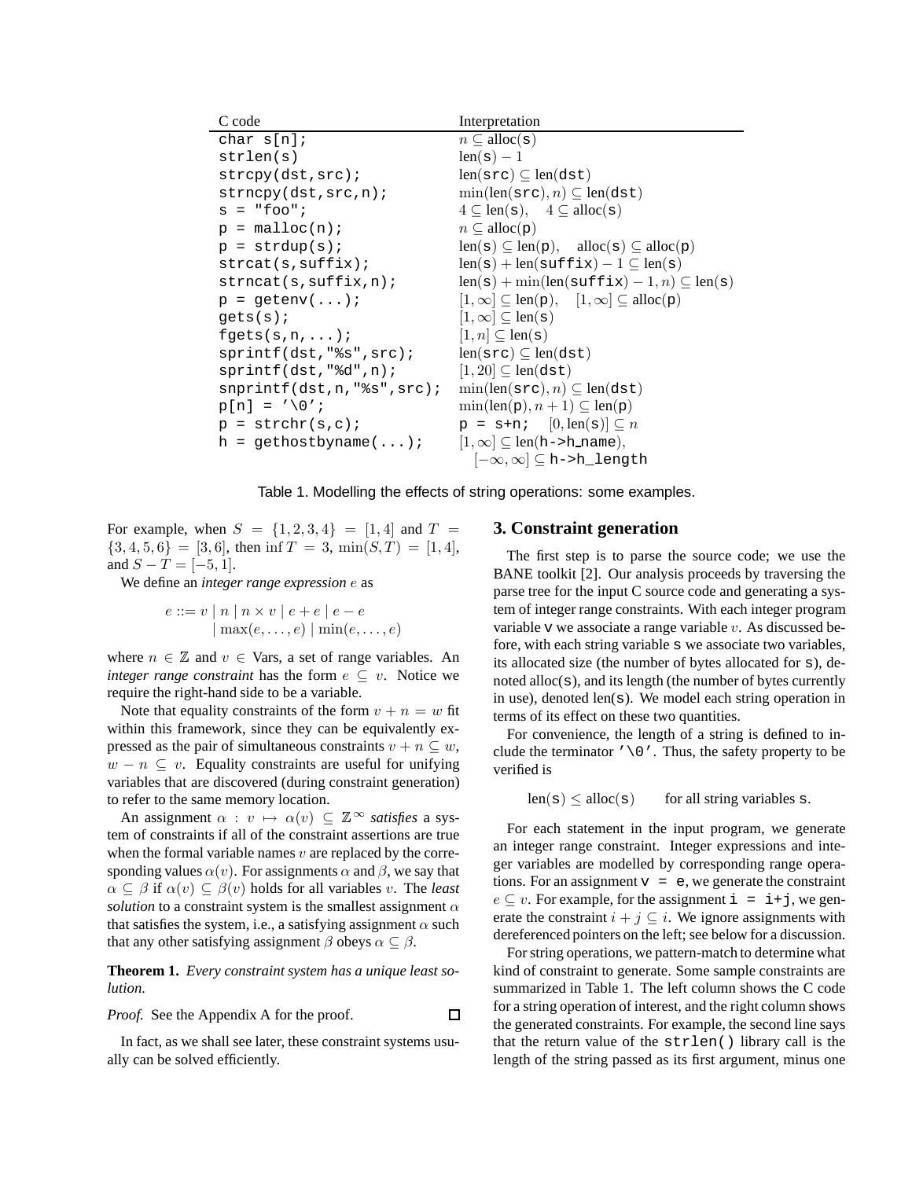| C code | Interpretation |
|---|---|
| `char s[n];` | $n \subseteq \text{alloc}(\texttt{s})$ |
| `strlen(s)` | $\text{len}(\texttt{s}) - 1$ |
| `strcpy(dst,src);` | $\text{len}(\texttt{src}) \subseteq \text{len}(\texttt{dst})$ |
| `strncpy(dst,src,n);` | $\min(\text{len}(\texttt{src}), n) \subseteq \text{len}(\texttt{dst})$ |
| `s = "foo";` | $4 \subseteq \text{len}(\texttt{s}), \quad 4 \subseteq \text{alloc}(\texttt{s})$ |
| `p = malloc(n);` | $n \subseteq \text{alloc}(\texttt{p})$ |
| `p = strdup(s);` | $\text{len}(\texttt{s}) \subseteq \text{len}(\texttt{p}), \quad \text{alloc}(\texttt{s}) \subseteq \text{alloc}(\texttt{p})$ |
| `strcat(s,suffix);` | $\text{len}(\texttt{s}) + \text{len}(\texttt{suffix}) - 1 \subseteq \text{len}(\texttt{s})$ |
| `strncat(s,suffix,n);` | $\text{len}(\texttt{s}) + \min(\text{len}(\texttt{suffix}) - 1, n) \subseteq \text{len}(\texttt{s})$ |
| `p = getenv(...);` | $[1, \infty] \subseteq \text{len}(\texttt{p}), \quad [1, \infty] \subseteq \text{alloc}(\texttt{p})$ |
| `gets(s);` | $[1, \infty] \subseteq \text{len}(\texttt{s})$ |
| `fgets(s,n,...);` | $[1, n] \subseteq \text{len}(\texttt{s})$ |
| `sprintf(dst,"%s",src);` | $\text{len}(\texttt{src}) \subseteq \text{len}(\texttt{dst})$ |
| `sprintf(dst,"%d",n);` | $[1, 20] \subseteq \text{len}(\texttt{dst})$ |
| `snprintf(dst,n,"%s",src);` | $\min(\text{len}(\texttt{src}), n) \subseteq \text{len}(\texttt{dst})$ |
| `p[n] = '\0';` | $\min(\text{len}(\texttt{p}), n+1) \subseteq \text{len}(\texttt{p})$ |
| `p = strchr(s,c);` | `p = s+n;` $\quad [0, \text{len}(\texttt{s})] \subseteq n$ |
| `h = gethostbyname(...);` | $[1, \infty] \subseteq \text{len}(\texttt{h->h\_name})$, $[-\infty, \infty] \subseteq$ `h->h_length` |

Table 1. Modelling the effects of string operations: some examples.

For example, when $S = \{1, 2, 3, 4\} = [1, 4]$ and $T = \{3, 4, 5, 6\} = [3, 6]$, then $\inf T = 3$, $\min(S, T) = [1, 4]$, and $S - T = [-5, 1]$.

We define an *integer range expression* $e$ as

$$e ::= v \mid n \mid n \times v \mid e + e \mid e - e \mid \max(e, \ldots, e) \mid \min(e, \ldots, e)$$

where $n \in \mathbb{Z}$ and $v \in$ Vars, a set of range variables. An *integer range constraint* has the form $e \subseteq v$. Notice we require the right-hand side to be a variable.

Note that equality constraints of the form $v + n = w$ fit within this framework, since they can be equivalently expressed as the pair of simultaneous constraints $v + n \subseteq w$, $w - n \subseteq v$. Equality constraints are useful for unifying variables that are discovered (during constraint generation) to refer to the same memory location.

An assignment $\alpha : v \mapsto \alpha(v) \subseteq \mathbb{Z}^{\infty}$ *satisfies* a system of constraints if all of the constraint assertions are true when the formal variable names $v$ are replaced by the corresponding values $\alpha(v)$. For assignments $\alpha$ and $\beta$, we say that $\alpha \subseteq \beta$ if $\alpha(v) \subseteq \beta(v)$ holds for all variables $v$. The *least solution* to a constraint system is the smallest assignment $\alpha$ that satisfies the system, i.e., a satisfying assignment $\alpha$ such that any other satisfying assignment $\beta$ obeys $\alpha \subseteq \beta$.

**Theorem 1.** *Every constraint system has a unique least solution.*

*Proof.* See the Appendix A for the proof. □

In fact, as we shall see later, these constraint systems usually can be solved efficiently.

## 3. Constraint generation

The first step is to parse the source code; we use the BANE toolkit [2]. Our analysis proceeds by traversing the parse tree for the input C source code and generating a system of integer range constraints. With each integer program variable `v` we associate a range variable $v$. As discussed before, with each string variable `s` we associate two variables, its allocated size (the number of bytes allocated for `s`), denoted alloc(`s`), and its length (the number of bytes currently in use), denoted len(`s`). We model each string operation in terms of its effect on these two quantities.

For convenience, the length of a string is defined to include the terminator `'\0'`. Thus, the safety property to be verified is

$$\text{len}(\texttt{s}) \leq \text{alloc}(\texttt{s}) \qquad \text{for all string variables } \texttt{s}.$$

For each statement in the input program, we generate an integer range constraint. Integer expressions and integer variables are modelled by corresponding range operations. For an assignment `v = e`, we generate the constraint $e \subseteq v$. For example, for the assignment `i = i+j`, we generate the constraint $i + j \subseteq i$. We ignore assignments with dereferenced pointers on the left; see below for a discussion.

For string operations, we pattern-match to determine what kind of constraint to generate. Some sample constraints are summarized in Table 1. The left column shows the C code for a string operation of interest, and the right column shows the generated constraints. For example, the second line says that the return value of the `strlen()` library call is the length of the string passed as its first argument, minus one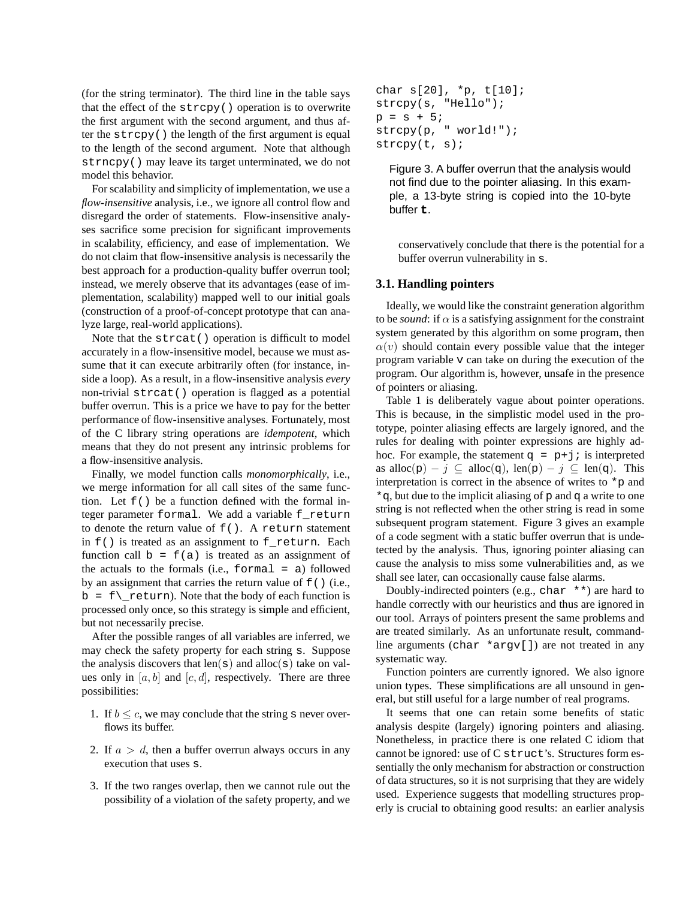(for the string terminator). The third line in the table says that the effect of the `strcpy()` operation is to overwrite the first argument with the second argument, and thus after the `strcpy()` the length of the first argument is equal to the length of the second argument. Note that although `strncpy()` may leave its target unterminated, we do not model this behavior.

For scalability and simplicity of implementation, we use a *flow-insensitive* analysis, i.e., we ignore all control flow and disregard the order of statements. Flow-insensitive analyses sacrifice some precision for significant improvements in scalability, efficiency, and ease of implementation. We do not claim that flow-insensitive analysis is necessarily the best approach for a production-quality buffer overrun tool; instead, we merely observe that its advantages (ease of implementation, scalability) mapped well to our initial goals (construction of a proof-of-concept prototype that can analyze large, real-world applications).

Note that the `strcat()` operation is difficult to model accurately in a flow-insensitive model, because we must assume that it can execute arbitrarily often (for instance, inside a loop). As a result, in a flow-insensitive analysis *every* non-trivial `strcat()` operation is flagged as a potential buffer overrun. This is a price we have to pay for the better performance of flow-insensitive analyses. Fortunately, most of the C library string operations are *idempotent*, which means that they do not present any intrinsic problems for a flow-insensitive analysis.

Finally, we model function calls *monomorphically*, i.e., we merge information for all call sites of the same function. Let `f()` be a function defined with the formal integer parameter `formal`. We add a variable `f_return` to denote the return value of `f()`. A `return` statement in `f()` is treated as an assignment to `f_return`. Each function call `b = f(a)` is treated as an assignment of the actuals to the formals (i.e., `formal = a`) followed by an assignment that carries the return value of `f()` (i.e., `b = f\_return`). Note that the body of each function is processed only once, so this strategy is simple and efficient, but not necessarily precise.

After the possible ranges of all variables are inferred, we may check the safety property for each string `s`. Suppose the analysis discovers that len(`s`) and alloc(`s`) take on values only in $[a, b]$ and $[c, d]$, respectively. There are three possibilities:

1. If $b \leq c$, we may conclude that the string `s` never overflows its buffer.
2. If $a > d$, then a buffer overrun always occurs in any execution that uses `s`.
3. If the two ranges overlap, then we cannot rule out the possibility of a violation of the safety property, and we conservatively conclude that there is the potential for a buffer overrun vulnerability in `s`.

```
char s[20], *p, t[10];
strcpy(s, "Hello");
p = s + 5;
strcpy(p, " world!");
strcpy(t, s);
```

Figure 3. A buffer overrun that the analysis would not find due to the pointer aliasing. In this example, a 13-byte string is copied into the 10-byte buffer **`t`**.

### 3.1. Handling pointers

Ideally, we would like the constraint generation algorithm to be *sound*: if $\alpha$ is a satisfying assignment for the constraint system generated by this algorithm on some program, then $\alpha(v)$ should contain every possible value that the integer program variable `v` can take on during the execution of the program. Our algorithm is, however, unsafe in the presence of pointers or aliasing.

Table 1 is deliberately vague about pointer operations. This is because, in the simplistic model used in the prototype, pointer aliasing effects are largely ignored, and the rules for dealing with pointer expressions are highly ad-hoc. For example, the statement `q = p+j;` is interpreted as alloc(`p`) $- j \subseteq$ alloc(`q`), len(`p`) $- j \subseteq$ len(`q`). This interpretation is correct in the absence of writes to `*p` and `*q`, but due to the implicit aliasing of `p` and `q` a write to one string is not reflected when the other string is read in some subsequent program statement. Figure 3 gives an example of a code segment with a static buffer overrun that is undetected by the analysis. Thus, ignoring pointer aliasing can cause the analysis to miss some vulnerabilities and, as we shall see later, can occasionally cause false alarms.

Doubly-indirected pointers (e.g., `char **`) are hard to handle correctly with our heuristics and thus are ignored in our tool. Arrays of pointers present the same problems and are treated similarly. As an unfortunate result, command-line arguments (`char *argv[]`) are not treated in any systematic way.

Function pointers are currently ignored. We also ignore union types. These simplifications are all unsound in general, but still useful for a large number of real programs.

It seems that one can retain some benefits of static analysis despite (largely) ignoring pointers and aliasing. Nonetheless, in practice there is one related C idiom that cannot be ignored: use of C `struct`'s. Structures form essentially the only mechanism for abstraction or construction of data structures, so it is not surprising that they are widely used. Experience suggests that modelling structures properly is crucial to obtaining good results: an earlier analysis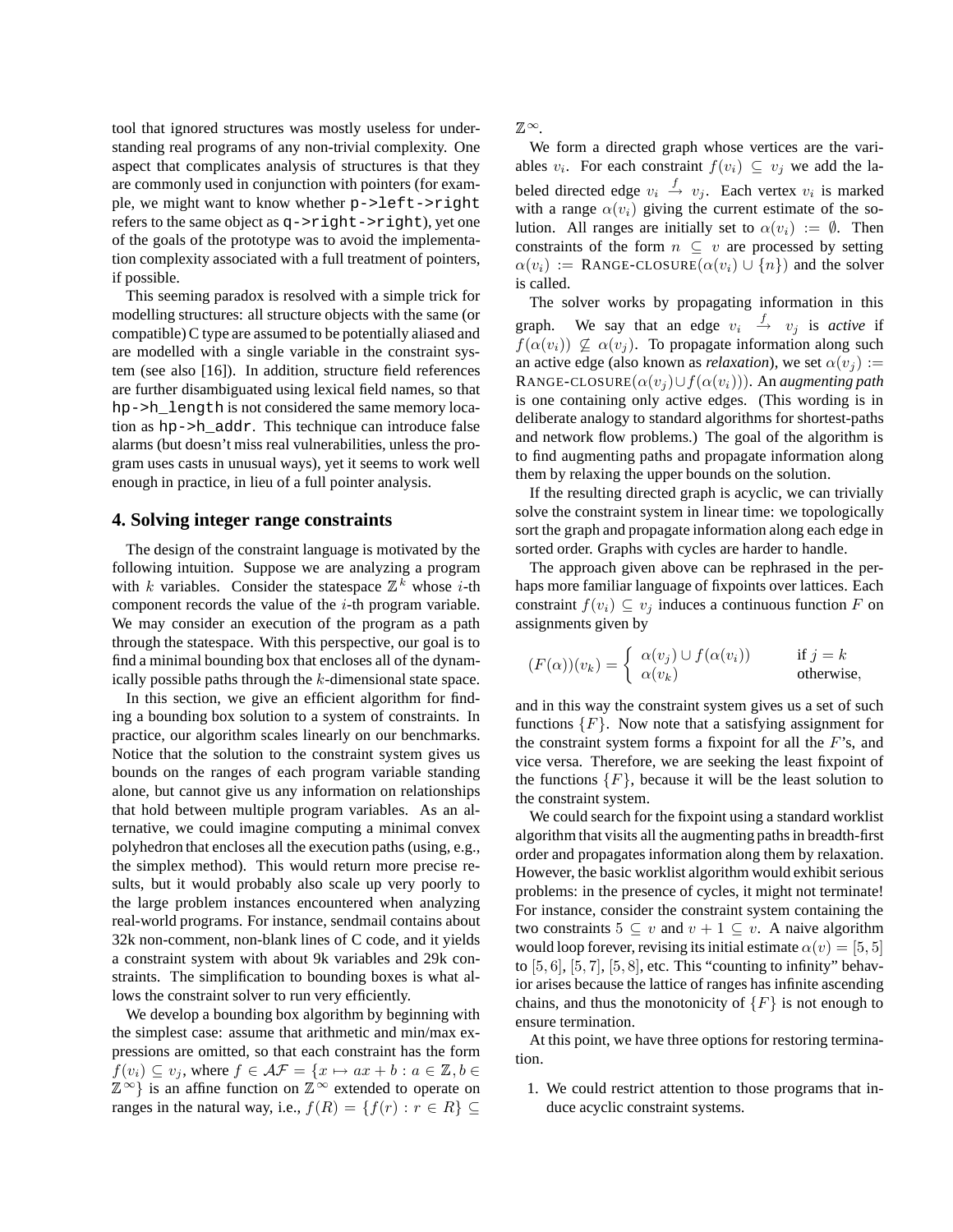tool that ignored structures was mostly useless for understanding real programs of any non-trivial complexity. One aspect that complicates analysis of structures is that they are commonly used in conjunction with pointers (for example, we might want to know whether `p->left->right` refers to the same object as `q->right->right`), yet one of the goals of the prototype was to avoid the implementation complexity associated with a full treatment of pointers, if possible.

This seeming paradox is resolved with a simple trick for modelling structures: all structure objects with the same (or compatible) C type are assumed to be potentially aliased and are modelled with a single variable in the constraint system (see also [16]). In addition, structure field references are further disambiguated using lexical field names, so that `hp->h_length` is not considered the same memory location as `hp->h_addr`. This technique can introduce false alarms (but doesn't miss real vulnerabilities, unless the program uses casts in unusual ways), yet it seems to work well enough in practice, in lieu of a full pointer analysis.

## 4. Solving integer range constraints

The design of the constraint language is motivated by the following intuition. Suppose we are analyzing a program with $k$ variables. Consider the statespace $\mathbb{Z}^k$ whose $i$-th component records the value of the $i$-th program variable. We may consider an execution of the program as a path through the statespace. With this perspective, our goal is to find a minimal bounding box that encloses all of the dynamically possible paths through the $k$-dimensional state space.

In this section, we give an efficient algorithm for finding a bounding box solution to a system of constraints. In practice, our algorithm scales linearly on our benchmarks. Notice that the solution to the constraint system gives us bounds on the ranges of each program variable standing alone, but cannot give us any information on relationships that hold between multiple program variables. As an alternative, we could imagine computing a minimal convex polyhedron that encloses all the execution paths (using, e.g., the simplex method). This would return more precise results, but it would probably also scale up very poorly to the large problem instances encountered when analyzing real-world programs. For instance, sendmail contains about 32k non-comment, non-blank lines of C code, and it yields a constraint system with about 9k variables and 29k constraints. The simplification to bounding boxes is what allows the constraint solver to run very efficiently.

We develop a bounding box algorithm by beginning with the simplest case: assume that arithmetic and min/max expressions are omitted, so that each constraint has the form $f(v_i) \subseteq v_j$, where $f \in \mathcal{AF} = \{x \mapsto ax + b : a \in \mathbb{Z}, b \in \mathbb{Z}^\infty\}$ is an affine function on $\mathbb{Z}^\infty$ extended to operate on ranges in the natural way, i.e., $f(R) = \{f(r) : r \in R\} \subseteq \mathbb{Z}^\infty$.

We form a directed graph whose vertices are the variables $v_i$. For each constraint $f(v_i) \subseteq v_j$ we add the labeled directed edge $v_i \xrightarrow{f} v_j$. Each vertex $v_i$ is marked with a range $\alpha(v_i)$ giving the current estimate of the solution. All ranges are initially set to $\alpha(v_i) := \emptyset$. Then constraints of the form $n \subseteq v$ are processed by setting $\alpha(v_i) :=$ RANGE-CLOSURE$(\alpha(v_i) \cup \{n\})$ and the solver is called.

The solver works by propagating information in this graph. We say that an edge $v_i \xrightarrow{f} v_j$ is *active* if $f(\alpha(v_i)) \not\subseteq \alpha(v_j)$. To propagate information along such an active edge (also known as *relaxation*), we set $\alpha(v_j) :=$ RANGE-CLOSURE$(\alpha(v_j) \cup f(\alpha(v_i)))$. An *augmenting path* is one containing only active edges. (This wording is in deliberate analogy to standard algorithms for shortest-paths and network flow problems.) The goal of the algorithm is to find augmenting paths and propagate information along them by relaxing the upper bounds on the solution.

If the resulting directed graph is acyclic, we can trivially solve the constraint system in linear time: we topologically sort the graph and propagate information along each edge in sorted order. Graphs with cycles are harder to handle.

The approach given above can be rephrased in the perhaps more familiar language of fixpoints over lattices. Each constraint $f(v_i) \subseteq v_j$ induces a continuous function $F$ on assignments given by

$$(F(\alpha))(v_k) = \begin{cases} \alpha(v_j) \cup f(\alpha(v_i)) & \text{if } j = k \\ \alpha(v_k) & \text{otherwise,} \end{cases}$$

and in this way the constraint system gives us a set of such functions $\{F\}$. Now note that a satisfying assignment for the constraint system forms a fixpoint for all the $F$'s, and vice versa. Therefore, we are seeking the least fixpoint of the functions $\{F\}$, because it will be the least solution to the constraint system.

We could search for the fixpoint using a standard worklist algorithm that visits all the augmenting paths in breadth-first order and propagates information along them by relaxation. However, the basic worklist algorithm would exhibit serious problems: in the presence of cycles, it might not terminate! For instance, consider the constraint system containing the two constraints $5 \subseteq v$ and $v + 1 \subseteq v$. A naive algorithm would loop forever, revising its initial estimate $\alpha(v) = [5, 5]$ to $[5, 6]$, $[5, 7]$, $[5, 8]$, etc. This "counting to infinity" behavior arises because the lattice of ranges has infinite ascending chains, and thus the monotonicity of $\{F\}$ is not enough to ensure termination.

At this point, we have three options for restoring termination.

1. We could restrict attention to those programs that induce acyclic constraint systems.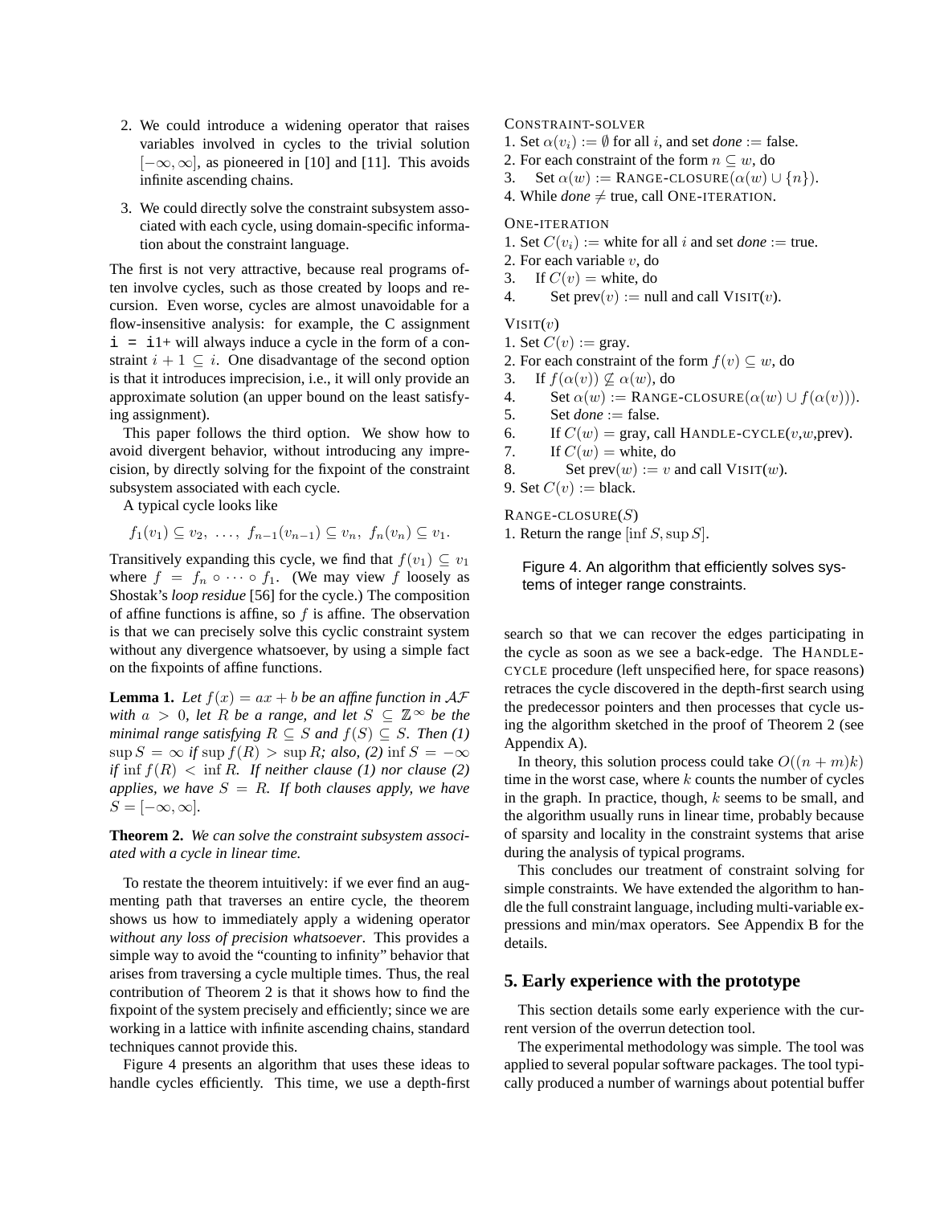2. We could introduce a widening operator that raises variables involved in cycles to the trivial solution $[-\infty, \infty]$, as pioneered in [10] and [11]. This avoids infinite ascending chains.

3. We could directly solve the constraint subsystem associated with each cycle, using domain-specific information about the constraint language.

The first is not very attractive, because real programs often involve cycles, such as those created by loops and recursion. Even worse, cycles are almost unavoidable for a flow-insensitive analysis: for example, the C assignment `i = i1+` will always induce a cycle in the form of a constraint $i + 1 \subseteq i$. One disadvantage of the second option is that it introduces imprecision, i.e., it will only provide an approximate solution (an upper bound on the least satisfying assignment).

This paper follows the third option. We show how to avoid divergent behavior, without introducing any imprecision, by directly solving for the fixpoint of the constraint subsystem associated with each cycle.

A typical cycle looks like

$$f_1(v_1) \subseteq v_2,\ \ldots,\ f_{n-1}(v_{n-1}) \subseteq v_n,\ f_n(v_n) \subseteq v_1.$$

Transitively expanding this cycle, we find that $f(v_1) \subseteq v_1$ where $f = f_n \circ \cdots \circ f_1$. (We may view $f$ loosely as Shostak's *loop residue* [56] for the cycle.) The composition of affine functions is affine, so $f$ is affine. The observation is that we can precisely solve this cyclic constraint system without any divergence whatsoever, by using a simple fact on the fixpoints of affine functions.

**Lemma 1.** *Let $f(x) = ax + b$ be an affine function in $\mathcal{AF}$ with $a > 0$, let $R$ be a range, and let $S \subseteq \mathbb{Z}^\infty$ be the minimal range satisfying $R \subseteq S$ and $f(S) \subseteq S$. Then (1) $\sup S = \infty$ if $\sup f(R) > \sup R$; also, (2) $\inf S = -\infty$ if $\inf f(R) < \inf R$. If neither clause (1) nor clause (2) applies, we have $S = R$. If both clauses apply, we have $S = [-\infty, \infty]$.*

**Theorem 2.** *We can solve the constraint subsystem associated with a cycle in linear time.*

To restate the theorem intuitively: if we ever find an augmenting path that traverses an entire cycle, the theorem shows us how to immediately apply a widening operator *without any loss of precision whatsoever*. This provides a simple way to avoid the "counting to infinity" behavior that arises from traversing a cycle multiple times. Thus, the real contribution of Theorem 2 is that it shows how to find the fixpoint of the system precisely and efficiently; since we are working in a lattice with infinite ascending chains, standard techniques cannot provide this.

Figure 4 presents an algorithm that uses these ideas to handle cycles efficiently. This time, we use a depth-first search so that we can recover the edges participating in the cycle as soon as we see a back-edge. The HANDLE-CYCLE procedure (left unspecified here, for space reasons) retraces the cycle discovered in the depth-first search using the predecessor pointers and then processes that cycle using the algorithm sketched in the proof of Theorem 2 (see Appendix A).

In theory, this solution process could take $O((n + m)k)$ time in the worst case, where $k$ counts the number of cycles in the graph. In practice, though, $k$ seems to be small, and the algorithm usually runs in linear time, probably because of sparsity and locality in the constraint systems that arise during the analysis of typical programs.

This concludes our treatment of constraint solving for simple constraints. We have extended the algorithm to handle the full constraint language, including multi-variable expressions and min/max operators. See Appendix B for the details.

CONSTRAINT-SOLVER
1. Set $\alpha(v_i) := \emptyset$ for all $i$, and set *done* := false.
2. For each constraint of the form $n \subseteq w$, do
3. Set $\alpha(w) :=$ RANGE-CLOSURE$(\alpha(w) \cup \{n\})$.
4. While *done* $\neq$ true, call ONE-ITERATION.

ONE-ITERATION
1. Set $C(v_i) :=$ white for all $i$ and set *done* := true.
2. For each variable $v$, do
3. If $C(v) =$ white, do
4. Set prev$(v) :=$ null and call VISIT$(v)$.

VISIT$(v)$
1. Set $C(v) :=$ gray.
2. For each constraint of the form $f(v) \subseteq w$, do
3. If $f(\alpha(v)) \not\subseteq \alpha(w)$, do
4. Set $\alpha(w) :=$ RANGE-CLOSURE$(\alpha(w) \cup f(\alpha(v)))$.
5. Set *done* := false.
6. If $C(w) =$ gray, call HANDLE-CYCLE($v$,$w$,prev).
7. If $C(w) =$ white, do
8. Set prev$(w) := v$ and call VISIT$(w)$.
9. Set $C(v) :=$ black.

RANGE-CLOSURE$(S)$
1. Return the range $[\inf S, \sup S]$.

Figure 4. An algorithm that efficiently solves systems of integer range constraints.

## 5. Early experience with the prototype

This section details some early experience with the current version of the overrun detection tool.

The experimental methodology was simple. The tool was applied to several popular software packages. The tool typically produced a number of warnings about potential buffer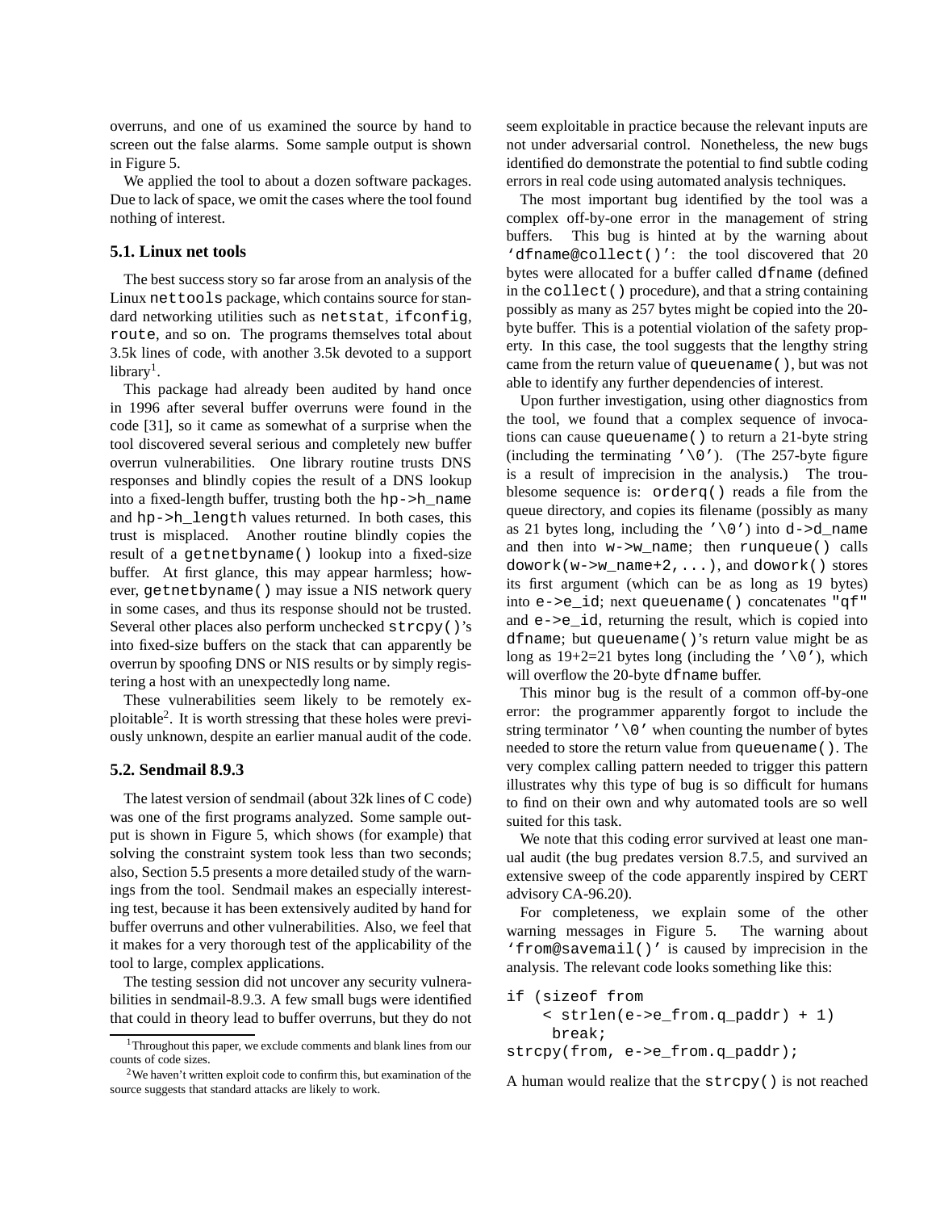overruns, and one of us examined the source by hand to screen out the false alarms. Some sample output is shown in Figure 5.

We applied the tool to about a dozen software packages. Due to lack of space, we omit the cases where the tool found nothing of interest.

### 5.1. Linux net tools

The best success story so far arose from an analysis of the Linux `nettools` package, which contains source for standard networking utilities such as `netstat`, `ifconfig`, `route`, and so on. The programs themselves total about 3.5k lines of code, with another 3.5k devoted to a support library[1].

This package had already been audited by hand once in 1996 after several buffer overruns were found in the code [31], so it came as somewhat of a surprise when the tool discovered several serious and completely new buffer overrun vulnerabilities. One library routine trusts DNS responses and blindly copies the result of a DNS lookup into a fixed-length buffer, trusting both the `hp->h_name` and `hp->h_length` values returned. In both cases, this trust is misplaced. Another routine blindly copies the result of a `getnetbyname()` lookup into a fixed-size buffer. At first glance, this may appear harmless; however, `getnetbyname()` may issue a NIS network query in some cases, and thus its response should not be trusted. Several other places also perform unchecked `strcpy()`'s into fixed-size buffers on the stack that can apparently be overrun by spoofing DNS or NIS results or by simply registering a host with an unexpectedly long name.

These vulnerabilities seem likely to be remotely exploitable[2]. It is worth stressing that these holes were previously unknown, despite an earlier manual audit of the code.

### 5.2. Sendmail 8.9.3

The latest version of sendmail (about 32k lines of C code) was one of the first programs analyzed. Some sample output is shown in Figure 5, which shows (for example) that solving the constraint system took less than two seconds; also, Section 5.5 presents a more detailed study of the warnings from the tool. Sendmail makes an especially interesting test, because it has been extensively audited by hand for buffer overruns and other vulnerabilities. Also, we feel that it makes for a very thorough test of the applicability of the tool to large, complex applications.

The testing session did not uncover any security vulnerabilities in sendmail-8.9.3. A few small bugs were identified that could in theory lead to buffer overruns, but they do not seem exploitable in practice because the relevant inputs are not under adversarial control. Nonetheless, the new bugs identified do demonstrate the potential to find subtle coding errors in real code using automated analysis techniques.

The most important bug identified by the tool was a complex off-by-one error in the management of string buffers. This bug is hinted at by the warning about `'dfname@collect()'`: the tool discovered that 20 bytes were allocated for a buffer called `dfname` (defined in the `collect()` procedure), and that a string containing possibly as many as 257 bytes might be copied into the 20-byte buffer. This is a potential violation of the safety property. In this case, the tool suggests that the lengthy string came from the return value of `queuename()`, but was not able to identify any further dependencies of interest.

Upon further investigation, using other diagnostics from the tool, we found that a complex sequence of invocations can cause `queuename()` to return a 21-byte string (including the terminating `'\0'`). (The 257-byte figure is a result of imprecision in the analysis.) The troublesome sequence is: `orderq()` reads a file from the queue directory, and copies its filename (possibly as many as 21 bytes long, including the `'\0'`) into `d->d_name` and then into `w->w_name`; then `runqueue()` calls `dowork(w->w_name+2,...)`, and `dowork()` stores its first argument (which can be as long as 19 bytes) into `e->e_id`; next `queuename()` concatenates `"qf"` and `e->e_id`, returning the result, which is copied into `dfname`; but `queuename()`'s return value might be as long as 19+2=21 bytes long (including the `'\0'`), which will overflow the 20-byte `dfname` buffer.

This minor bug is the result of a common off-by-one error: the programmer apparently forgot to include the string terminator `'\0'` when counting the number of bytes needed to store the return value from `queuename()`. The very complex calling pattern needed to trigger this pattern illustrates why this type of bug is so difficult for humans to find on their own and why automated tools are so well suited for this task.

We note that this coding error survived at least one manual audit (the bug predates version 8.7.5, and survived an extensive sweep of the code apparently inspired by CERT advisory CA-96.20).

For completeness, we explain some of the other warning messages in Figure 5. The warning about `'from@savemail()'` is caused by imprecision in the analysis. The relevant code looks something like this:

```
if (sizeof from
    < strlen(e->e_from.q_paddr) + 1)
     break;
strcpy(from, e->e_from.q_paddr);
```

A human would realize that the `strcpy()` is not reached

[1] Throughout this paper, we exclude comments and blank lines from our counts of code sizes.

[2] We haven't written exploit code to confirm this, but examination of the source suggests that standard attacks are likely to work.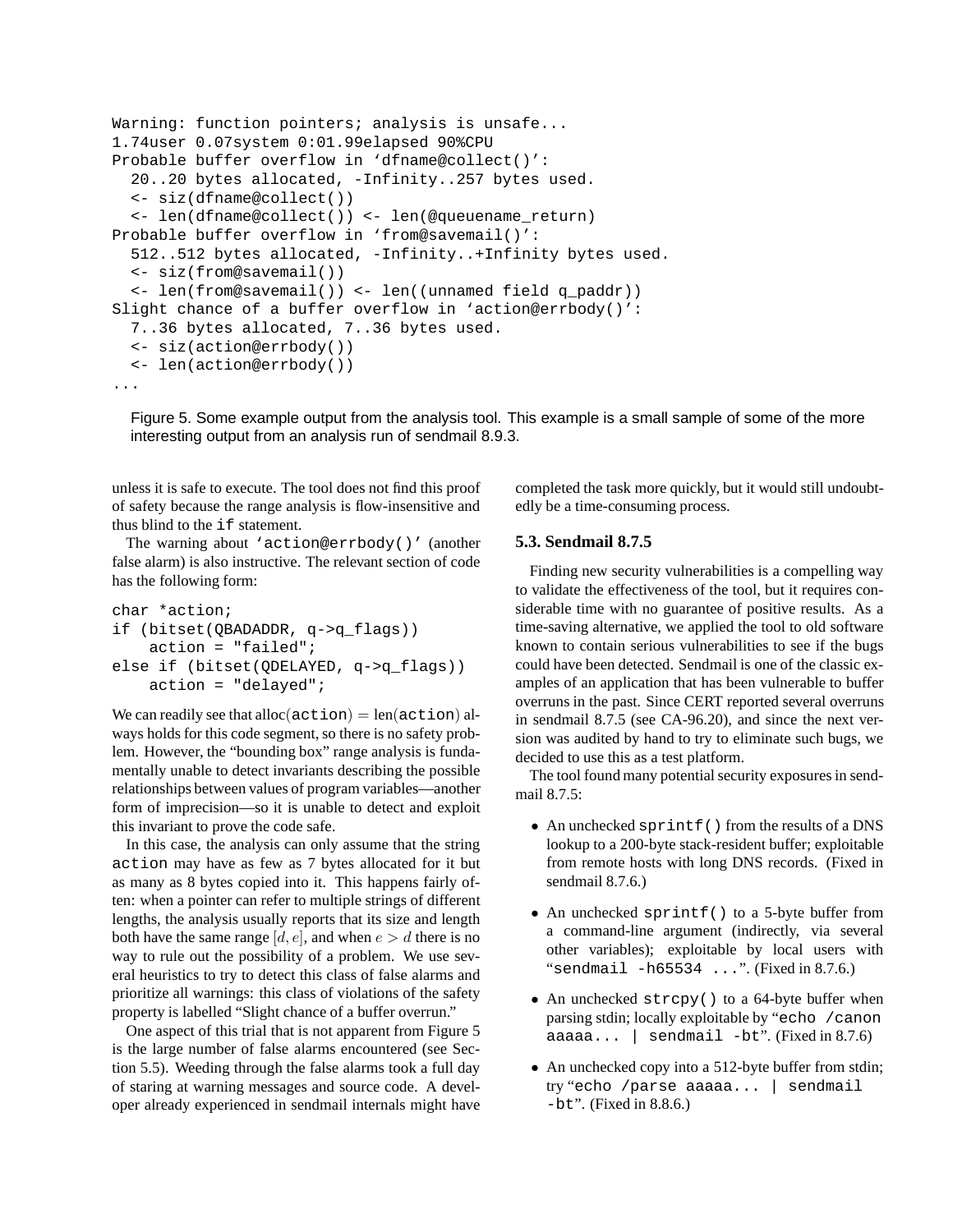```
Warning: function pointers; analysis is unsafe...
1.74user 0.07system 0:01.99elapsed 90%CPU
Probable buffer overflow in 'dfname@collect()':
  20..20 bytes allocated, -Infinity..257 bytes used.
  <- siz(dfname@collect())
  <- len(dfname@collect()) <- len(@queuename_return)
Probable buffer overflow in 'from@savemail()':
  512..512 bytes allocated, -Infinity..+Infinity bytes used.
  <- siz(from@savemail())
  <- len(from@savemail()) <- len((unnamed field q_paddr))
Slight chance of a buffer overflow in 'action@errbody()':
  7..36 bytes allocated, 7..36 bytes used.
  <- siz(action@errbody())
  <- len(action@errbody())
...
```

Figure 5. Some example output from the analysis tool. This example is a small sample of some of the more interesting output from an analysis run of sendmail 8.9.3.

unless it is safe to execute. The tool does not find this proof of safety because the range analysis is flow-insensitive and thus blind to the `if` statement.

The warning about `'action@errbody()'` (another false alarm) is also instructive. The relevant section of code has the following form:

```
char *action;
if (bitset(QBADADDR, q->q_flags))
    action = "failed";
else if (bitset(QDELAYED, q->q_flags))
    action = "delayed";
```

We can readily see that $\text{alloc}(\texttt{action}) = \text{len}(\texttt{action})$ always holds for this code segment, so there is no safety problem. However, the "bounding box" range analysis is fundamentally unable to detect invariants describing the possible relationships between values of program variables—another form of imprecision—so it is unable to detect and exploit this invariant to prove the code safe.

In this case, the analysis can only assume that the string `action` may have as few as 7 bytes allocated for it but as many as 8 bytes copied into it. This happens fairly often: when a pointer can refer to multiple strings of different lengths, the analysis usually reports that its size and length both have the same range $[d, e]$, and when $e > d$ there is no way to rule out the possibility of a problem. We use several heuristics to try to detect this class of false alarms and prioritize all warnings: this class of violations of the safety property is labelled "Slight chance of a buffer overrun."

One aspect of this trial that is not apparent from Figure 5 is the large number of false alarms encountered (see Section 5.5). Weeding through the false alarms took a full day of staring at warning messages and source code. A developer already experienced in sendmail internals might have completed the task more quickly, but it would still undoubtedly be a time-consuming process.

### 5.3. Sendmail 8.7.5

Finding new security vulnerabilities is a compelling way to validate the effectiveness of the tool, but it requires considerable time with no guarantee of positive results. As a time-saving alternative, we applied the tool to old software known to contain serious vulnerabilities to see if the bugs could have been detected. Sendmail is one of the classic examples of an application that has been vulnerable to buffer overruns in the past. Since CERT reported several overruns in sendmail 8.7.5 (see CA-96.20), and since the next version was audited by hand to try to eliminate such bugs, we decided to use this as a test platform.

The tool found many potential security exposures in sendmail 8.7.5:

- An unchecked `sprintf()` from the results of a DNS lookup to a 200-byte stack-resident buffer; exploitable from remote hosts with long DNS records. (Fixed in sendmail 8.7.6.)
- An unchecked `sprintf()` to a 5-byte buffer from a command-line argument (indirectly, via several other variables); exploitable by local users with "`sendmail -h65534 ...`". (Fixed in 8.7.6.)
- An unchecked `strcpy()` to a 64-byte buffer when parsing stdin; locally exploitable by "`echo /canon aaaaa... | sendmail -bt`". (Fixed in 8.7.6)
- An unchecked copy into a 512-byte buffer from stdin; try "`echo /parse aaaaa... | sendmail -bt`". (Fixed in 8.8.6.)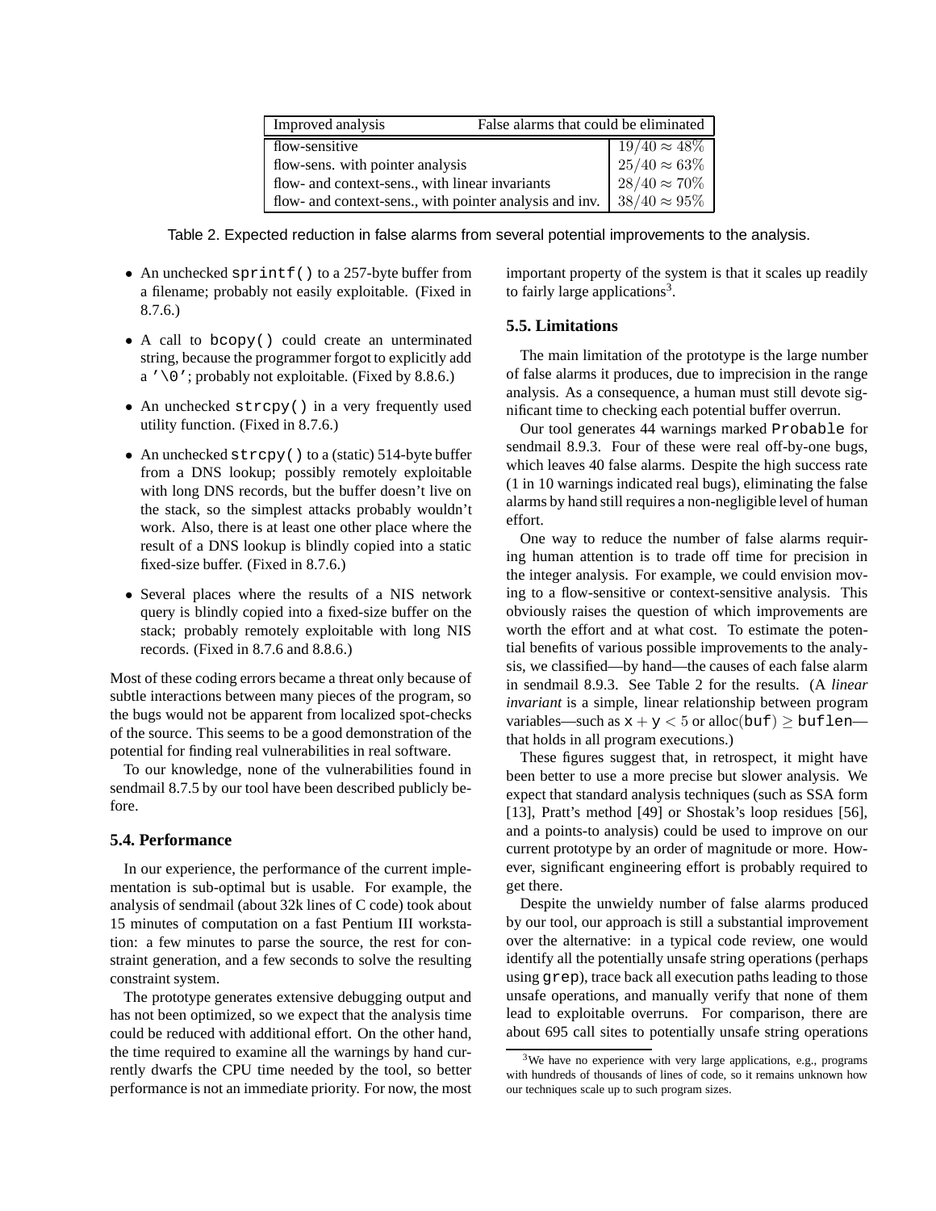| Improved analysis | False alarms that could be eliminated |
|---|---|
| flow-sensitive | $19/40 \approx 48\%$ |
| flow-sens. with pointer analysis | $25/40 \approx 63\%$ |
| flow- and context-sens., with linear invariants | $28/40 \approx 70\%$ |
| flow- and context-sens., with pointer analysis and inv. | $38/40 \approx 95\%$ |

Table 2. Expected reduction in false alarms from several potential improvements to the analysis.

- An unchecked `sprintf()` to a 257-byte buffer from a filename; probably not easily exploitable. (Fixed in 8.7.6.)
- A call to `bcopy()` could create an unterminated string, because the programmer forgot to explicitly add a `'\0'`; probably not exploitable. (Fixed by 8.8.6.)
- An unchecked `strcpy()` in a very frequently used utility function. (Fixed in 8.7.6.)
- An unchecked `strcpy()` to a (static) 514-byte buffer from a DNS lookup; possibly remotely exploitable with long DNS records, but the buffer doesn't live on the stack, so the simplest attacks probably wouldn't work. Also, there is at least one other place where the result of a DNS lookup is blindly copied into a static fixed-size buffer. (Fixed in 8.7.6.)
- Several places where the results of a NIS network query is blindly copied into a fixed-size buffer on the stack; probably remotely exploitable with long NIS records. (Fixed in 8.7.6 and 8.8.6.)

Most of these coding errors became a threat only because of subtle interactions between many pieces of the program, so the bugs would not be apparent from localized spot-checks of the source. This seems to be a good demonstration of the potential for finding real vulnerabilities in real software.

To our knowledge, none of the vulnerabilities found in sendmail 8.7.5 by our tool have been described publicly before.

### 5.4. Performance

In our experience, the performance of the current implementation is sub-optimal but is usable. For example, the analysis of sendmail (about 32k lines of C code) took about 15 minutes of computation on a fast Pentium III workstation: a few minutes to parse the source, the rest for constraint generation, and a few seconds to solve the resulting constraint system.

The prototype generates extensive debugging output and has not been optimized, so we expect that the analysis time could be reduced with additional effort. On the other hand, the time required to examine all the warnings by hand currently dwarfs the CPU time needed by the tool, so better performance is not an immediate priority. For now, the most important property of the system is that it scales up readily to fairly large applications[3].

### 5.5. Limitations

The main limitation of the prototype is the large number of false alarms it produces, due to imprecision in the range analysis. As a consequence, a human must still devote significant time to checking each potential buffer overrun.

Our tool generates 44 warnings marked `Probable` for sendmail 8.9.3. Four of these were real off-by-one bugs, which leaves 40 false alarms. Despite the high success rate (1 in 10 warnings indicated real bugs), eliminating the false alarms by hand still requires a non-negligible level of human effort.

One way to reduce the number of false alarms requiring human attention is to trade off time for precision in the integer analysis. For example, we could envision moving to a flow-sensitive or context-sensitive analysis. This obviously raises the question of which improvements are worth the effort and at what cost. To estimate the potential benefits of various possible improvements to the analysis, we classified—by hand—the causes of each false alarm in sendmail 8.9.3. See Table 2 for the results. (A *linear invariant* is a simple, linear relationship between program variables—such as $\texttt{x} + \texttt{y} < 5$ or $\text{alloc}(\texttt{buf}) \geq \texttt{buflen}$—that holds in all program executions.)

These figures suggest that, in retrospect, it might have been better to use a more precise but slower analysis. We expect that standard analysis techniques (such as SSA form [13], Pratt's method [49] or Shostak's loop residues [56], and a points-to analysis) could be used to improve on our current prototype by an order of magnitude or more. However, significant engineering effort is probably required to get there.

Despite the unwieldy number of false alarms produced by our tool, our approach is still a substantial improvement over the alternative: in a typical code review, one would identify all the potentially unsafe string operations (perhaps using `grep`), trace back all execution paths leading to those unsafe operations, and manually verify that none of them lead to exploitable overruns. For comparison, there are about 695 call sites to potentially unsafe string operations

[3] We have no experience with very large applications, e.g., programs with hundreds of thousands of lines of code, so it remains unknown how our techniques scale up to such program sizes.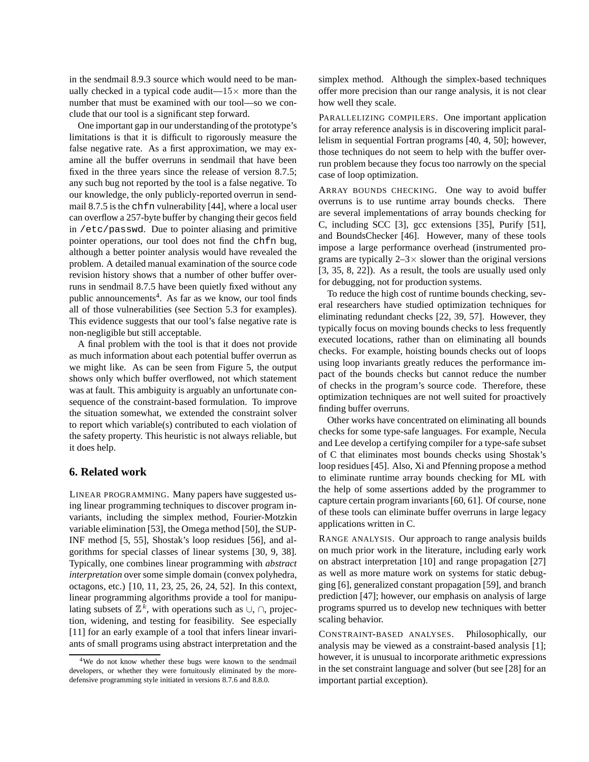in the sendmail 8.9.3 source which would need to be manually checked in a typical code audit—$15\times$ more than the number that must be examined with our tool—so we conclude that our tool is a significant step forward.

One important gap in our understanding of the prototype's limitations is that it is difficult to rigorously measure the false negative rate. As a first approximation, we may examine all the buffer overruns in sendmail that have been fixed in the three years since the release of version 8.7.5; any such bug not reported by the tool is a false negative. To our knowledge, the only publicly-reported overrun in sendmail 8.7.5 is the `chfn` vulnerability [44], where a local user can overflow a 257-byte buffer by changing their gecos field in `/etc/passwd`. Due to pointer aliasing and primitive pointer operations, our tool does not find the `chfn` bug, although a better pointer analysis would have revealed the problem. A detailed manual examination of the source code revision history shows that a number of other buffer overruns in sendmail 8.7.5 have been quietly fixed without any public announcements[4]. As far as we know, our tool finds all of those vulnerabilities (see Section 5.3 for examples). This evidence suggests that our tool's false negative rate is non-negligible but still acceptable.

A final problem with the tool is that it does not provide as much information about each potential buffer overrun as we might like. As can be seen from Figure 5, the output shows only which buffer overflowed, not which statement was at fault. This ambiguity is arguably an unfortunate consequence of the constraint-based formulation. To improve the situation somewhat, we extended the constraint solver to report which variable(s) contributed to each violation of the safety property. This heuristic is not always reliable, but it does help.

## 6. Related work

LINEAR PROGRAMMING. Many papers have suggested using linear programming techniques to discover program invariants, including the simplex method, Fourier-Motzkin variable elimination [53], the Omega method [50], the SUP-INF method [5, 55], Shostak's loop residues [56], and algorithms for special classes of linear systems [30, 9, 38]. Typically, one combines linear programming with *abstract interpretation* over some simple domain (convex polyhedra, octagons, etc.) [10, 11, 23, 25, 26, 24, 52]. In this context, linear programming algorithms provide a tool for manipulating subsets of $\mathbb{Z}^k$, with operations such as $\cup$, $\cap$, projection, widening, and testing for feasibility. See especially [11] for an early example of a tool that infers linear invariants of small programs using abstract interpretation and the simplex method. Although the simplex-based techniques offer more precision than our range analysis, it is not clear how well they scale.

PARALLELIZING COMPILERS. One important application for array reference analysis is in discovering implicit parallelism in sequential Fortran programs [40, 4, 50]; however, those techniques do not seem to help with the buffer overrun problem because they focus too narrowly on the special case of loop optimization.

ARRAY BOUNDS CHECKING. One way to avoid buffer overruns is to use runtime array bounds checks. There are several implementations of array bounds checking for C, including SCC [3], gcc extensions [35], Purify [51], and BoundsChecker [46]. However, many of these tools impose a large performance overhead (instrumented programs are typically $2$–$3\times$ slower than the original versions [3, 35, 8, 22]). As a result, the tools are usually used only for debugging, not for production systems.

To reduce the high cost of runtime bounds checking, several researchers have studied optimization techniques for eliminating redundant checks [22, 39, 57]. However, they typically focus on moving bounds checks to less frequently executed locations, rather than on eliminating all bounds checks. For example, hoisting bounds checks out of loops using loop invariants greatly reduces the performance impact of the bounds checks but cannot reduce the number of checks in the program's source code. Therefore, these optimization techniques are not well suited for proactively finding buffer overruns.

Other works have concentrated on eliminating all bounds checks for some type-safe languages. For example, Necula and Lee develop a certifying compiler for a type-safe subset of C that eliminates most bounds checks using Shostak's loop residues [45]. Also, Xi and Pfenning propose a method to eliminate runtime array bounds checking for ML with the help of some assertions added by the programmer to capture certain program invariants [60, 61]. Of course, none of these tools can eliminate buffer overruns in large legacy applications written in C.

RANGE ANALYSIS. Our approach to range analysis builds on much prior work in the literature, including early work on abstract interpretation [10] and range propagation [27] as well as more mature work on systems for static debugging [6], generalized constant propagation [59], and branch prediction [47]; however, our emphasis on analysis of large programs spurred us to develop new techniques with better scaling behavior.

CONSTRAINT-BASED ANALYSES. Philosophically, our analysis may be viewed as a constraint-based analysis [1]; however, it is unusual to incorporate arithmetic expressions in the set constraint language and solver (but see [28] for an important partial exception).

[4] We do not know whether these bugs were known to the sendmail developers, or whether they were fortuitously eliminated by the more-defensive programming style initiated in versions 8.7.6 and 8.8.0.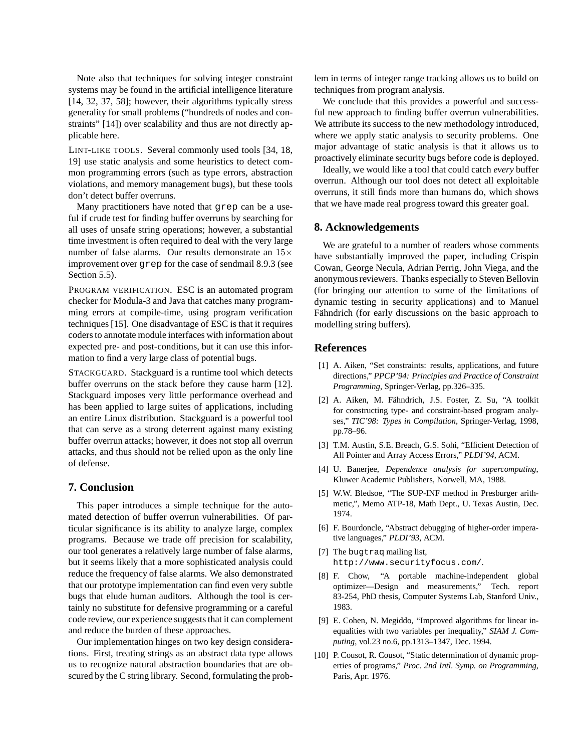Note also that techniques for solving integer constraint systems may be found in the artificial intelligence literature [14, 32, 37, 58]; however, their algorithms typically stress generality for small problems ("hundreds of nodes and constraints" [14]) over scalability and thus are not directly applicable here.

LINT-LIKE TOOLS. Several commonly used tools [34, 18, 19] use static analysis and some heuristics to detect common programming errors (such as type errors, abstraction violations, and memory management bugs), but these tools don't detect buffer overruns.

Many practitioners have noted that `grep` can be a useful if crude test for finding buffer overruns by searching for all uses of unsafe string operations; however, a substantial time investment is often required to deal with the very large number of false alarms. Our results demonstrate an $15\times$ improvement over `grep` for the case of sendmail 8.9.3 (see Section 5.5).

PROGRAM VERIFICATION. ESC is an automated program checker for Modula-3 and Java that catches many programming errors at compile-time, using program verification techniques [15]. One disadvantage of ESC is that it requires coders to annotate module interfaces with information about expected pre- and post-conditions, but it can use this information to find a very large class of potential bugs.

STACKGUARD. Stackguard is a runtime tool which detects buffer overruns on the stack before they cause harm [12]. Stackguard imposes very little performance overhead and has been applied to large suites of applications, including an entire Linux distribution. Stackguard is a powerful tool that can serve as a strong deterrent against many existing buffer overrun attacks; however, it does not stop all overrun attacks, and thus should not be relied upon as the only line of defense.

## 7. Conclusion

This paper introduces a simple technique for the automated detection of buffer overrun vulnerabilities. Of particular significance is its ability to analyze large, complex programs. Because we trade off precision for scalability, our tool generates a relatively large number of false alarms, but it seems likely that a more sophisticated analysis could reduce the frequency of false alarms. We also demonstrated that our prototype implementation can find even very subtle bugs that elude human auditors. Although the tool is certainly no substitute for defensive programming or a careful code review, our experience suggests that it can complement and reduce the burden of these approaches.

Our implementation hinges on two key design considerations. First, treating strings as an abstract data type allows us to recognize natural abstraction boundaries that are obscured by the C string library. Second, formulating the problem in terms of integer range tracking allows us to build on techniques from program analysis.

We conclude that this provides a powerful and successful new approach to finding buffer overrun vulnerabilities. We attribute its success to the new methodology introduced, where we apply static analysis to security problems. One major advantage of static analysis is that it allows us to proactively eliminate security bugs before code is deployed.

Ideally, we would like a tool that could catch *every* buffer overrun. Although our tool does not detect all exploitable overruns, it still finds more than humans do, which shows that we have made real progress toward this greater goal.

## 8. Acknowledgements

We are grateful to a number of readers whose comments have substantially improved the paper, including Crispin Cowan, George Necula, Adrian Perrig, John Viega, and the anonymous reviewers. Thanks especially to Steven Bellovin (for bringing our attention to some of the limitations of dynamic testing in security applications) and to Manuel Fähndrich (for early discussions on the basic approach to modelling string buffers).

## References

[1] A. Aiken, "Set constraints: results, applications, and future directions," *PPCP'94: Principles and Practice of Constraint Programming*, Springer-Verlag, pp.326–335.

[2] A. Aiken, M. Fähndrich, J.S. Foster, Z. Su, "A toolkit for constructing type- and constraint-based program analyses," *TIC'98: Types in Compilation*, Springer-Verlag, 1998, pp.78–96.

[3] T.M. Austin, S.E. Breach, G.S. Sohi, "Efficient Detection of All Pointer and Array Access Errors," *PLDI'94*, ACM.

[4] U. Banerjee, *Dependence analysis for supercomputing*, Kluwer Academic Publishers, Norwell, MA, 1988.

[5] W.W. Bledsoe, "The SUP-INF method in Presburger arithmetic,", Memo ATP-18, Math Dept., U. Texas Austin, Dec. 1974.

[6] F. Bourdoncle, "Abstract debugging of higher-order imperative languages," *PLDI'93*, ACM.

[7] The `bugtraq` mailing list, `http://www.securityfocus.com/`.

[8] F. Chow, "A portable machine-independent global optimizer—Design and measurements," Tech. report 83-254, PhD thesis, Computer Systems Lab, Stanford Univ., 1983.

[9] E. Cohen, N. Megiddo, "Improved algorithms for linear inequalities with two variables per inequality," *SIAM J. Computing*, vol.23 no.6, pp.1313–1347, Dec. 1994.

[10] P. Cousot, R. Cousot, "Static determination of dynamic properties of programs," *Proc. 2nd Intl. Symp. on Programming*, Paris, Apr. 1976.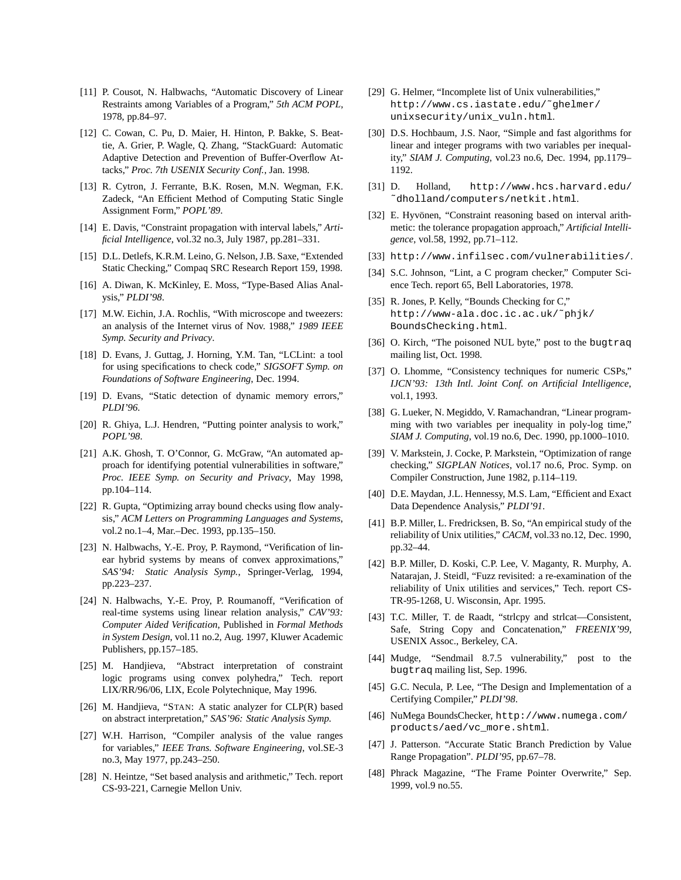[11] P. Cousot, N. Halbwachs, "Automatic Discovery of Linear Restraints among Variables of a Program," *5th ACM POPL*, 1978, pp.84–97.

[12] C. Cowan, C. Pu, D. Maier, H. Hinton, P. Bakke, S. Beattie, A. Grier, P. Wagle, Q. Zhang, "StackGuard: Automatic Adaptive Detection and Prevention of Buffer-Overflow Attacks," *Proc. 7th USENIX Security Conf.*, Jan. 1998.

[13] R. Cytron, J. Ferrante, B.K. Rosen, M.N. Wegman, F.K. Zadeck, "An Efficient Method of Computing Static Single Assignment Form," *POPL'89*.

[14] E. Davis, "Constraint propagation with interval labels," *Artificial Intelligence*, vol.32 no.3, July 1987, pp.281–331.

[15] D.L. Detlefs, K.R.M. Leino, G. Nelson, J.B. Saxe, "Extended Static Checking," Compaq SRC Research Report 159, 1998.

[16] A. Diwan, K. McKinley, E. Moss, "Type-Based Alias Analysis," *PLDI'98*.

[17] M.W. Eichin, J.A. Rochlis, "With microscope and tweezers: an analysis of the Internet virus of Nov. 1988," *1989 IEEE Symp. Security and Privacy*.

[18] D. Evans, J. Guttag, J. Horning, Y.M. Tan, "LCLint: a tool for using specifications to check code," *SIGSOFT Symp. on Foundations of Software Engineering*, Dec. 1994.

[19] D. Evans, "Static detection of dynamic memory errors," *PLDI'96*.

[20] R. Ghiya, L.J. Hendren, "Putting pointer analysis to work," *POPL'98*.

[21] A.K. Ghosh, T. O'Connor, G. McGraw, "An automated approach for identifying potential vulnerabilities in software," *Proc. IEEE Symp. on Security and Privacy*, May 1998, pp.104–114.

[22] R. Gupta, "Optimizing array bound checks using flow analysis," *ACM Letters on Programming Languages and Systems*, vol.2 no.1–4, Mar.–Dec. 1993, pp.135–150.

[23] N. Halbwachs, Y.-E. Proy, P. Raymond, "Verification of linear hybrid systems by means of convex approximations," *SAS'94: Static Analysis Symp.*, Springer-Verlag, 1994, pp.223–237.

[24] N. Halbwachs, Y.-E. Proy, P. Roumanoff, "Verification of real-time systems using linear relation analysis," *CAV'93: Computer Aided Verification*, Published in *Formal Methods in System Design*, vol.11 no.2, Aug. 1997, Kluwer Academic Publishers, pp.157–185.

[25] M. Handjieva, "Abstract interpretation of constraint logic programs using convex polyhedra," Tech. report LIX/RR/96/06, LIX, Ecole Polytechnique, May 1996.

[26] M. Handjieva, "STAN: A static analyzer for CLP(R) based on abstract interpretation," *SAS'96: Static Analysis Symp.*

[27] W.H. Harrison, "Compiler analysis of the value ranges for variables," *IEEE Trans. Software Engineering*, vol.SE-3 no.3, May 1977, pp.243–250.

[28] N. Heintze, "Set based analysis and arithmetic," Tech. report CS-93-221, Carnegie Mellon Univ.

[29] G. Helmer, "Incomplete list of Unix vulnerabilities," `http://www.cs.iastate.edu/~ghelmer/unixsecurity/unix_vuln.html`.

[30] D.S. Hochbaum, J.S. Naor, "Simple and fast algorithms for linear and integer programs with two variables per inequality," *SIAM J. Computing*, vol.23 no.6, Dec. 1994, pp.1179–1192.

[31] D. Holland, `http://www.hcs.harvard.edu/~dholland/computers/netkit.html`.

[32] E. Hyvönen, "Constraint reasoning based on interval arithmetic: the tolerance propagation approach," *Artificial Intelligence*, vol.58, 1992, pp.71–112.

[33] `http://www.infilsec.com/vulnerabilities/`.

[34] S.C. Johnson, "Lint, a C program checker," Computer Science Tech. report 65, Bell Laboratories, 1978.

[35] R. Jones, P. Kelly, "Bounds Checking for C," `http://www-ala.doc.ic.ac.uk/~phjk/BoundsChecking.html`.

[36] O. Kirch, "The poisoned NUL byte," post to the `bugtraq` mailing list, Oct. 1998.

[37] O. Lhomme, "Consistency techniques for numeric CSPs," *IJCN'93: 13th Intl. Joint Conf. on Artificial Intelligence*, vol.1, 1993.

[38] G. Lueker, N. Megiddo, V. Ramachandran, "Linear programming with two variables per inequality in poly-log time," *SIAM J. Computing*, vol.19 no.6, Dec. 1990, pp.1000–1010.

[39] V. Markstein, J. Cocke, P. Markstein, "Optimization of range checking," *SIGPLAN Notices*, vol.17 no.6, Proc. Symp. on Compiler Construction, June 1982, p.114–119.

[40] D.E. Maydan, J.L. Hennessy, M.S. Lam, "Efficient and Exact Data Dependence Analysis," *PLDI'91*.

[41] B.P. Miller, L. Fredricksen, B. So, "An empirical study of the reliability of Unix utilities," *CACM*, vol.33 no.12, Dec. 1990, pp.32–44.

[42] B.P. Miller, D. Koski, C.P. Lee, V. Maganty, R. Murphy, A. Natarajan, J. Steidl, "Fuzz revisited: a re-examination of the reliability of Unix utilities and services," Tech. report CS-TR-95-1268, U. Wisconsin, Apr. 1995.

[43] T.C. Miller, T. de Raadt, "strlcpy and strlcat—Consistent, Safe, String Copy and Concatenation," *FREENIX'99*, USENIX Assoc., Berkeley, CA.

[44] Mudge, "Sendmail 8.7.5 vulnerability," post to the `bugtraq` mailing list, Sep. 1996.

[45] G.C. Necula, P. Lee, "The Design and Implementation of a Certifying Compiler," *PLDI'98*.

[46] NuMega BoundsChecker, `http://www.numega.com/products/aed/vc_more.shtml`.

[47] J. Patterson. "Accurate Static Branch Prediction by Value Range Propagation". *PLDI'95*, pp.67–78.

[48] Phrack Magazine, "The Frame Pointer Overwrite," Sep. 1999, vol.9 no.55.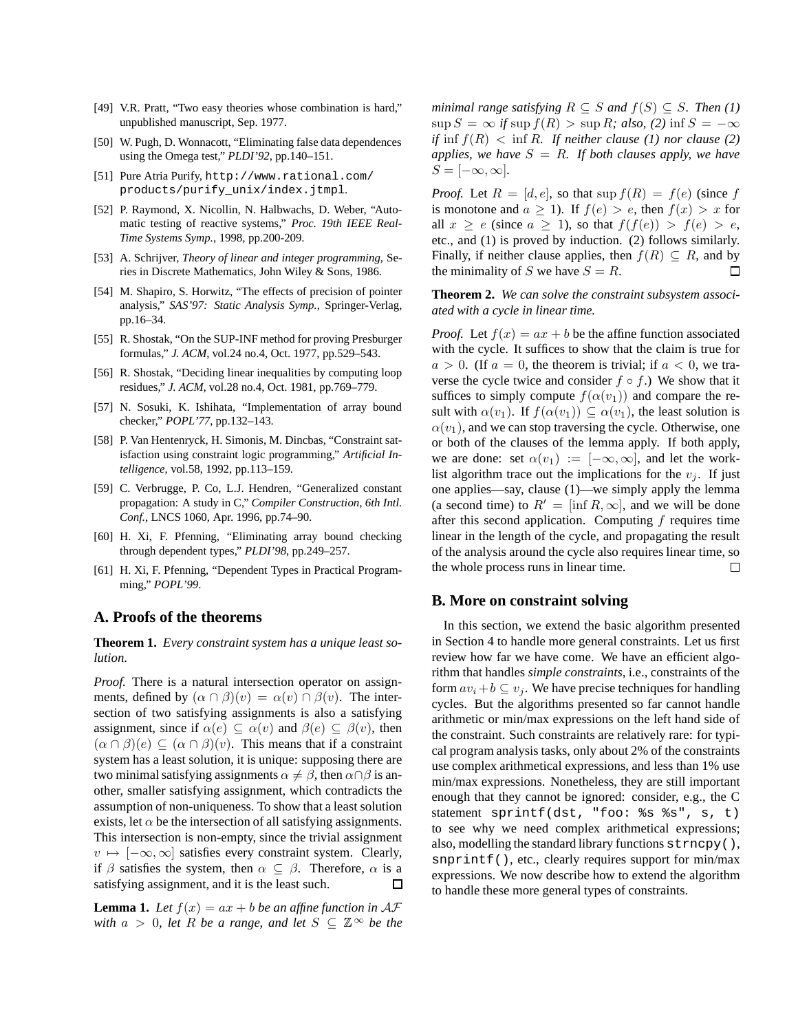[49] V.R. Pratt, "Two easy theories whose combination is hard," unpublished manuscript, Sep. 1977.

[50] W. Pugh, D. Wonnacott, "Eliminating false data dependences using the Omega test," *PLDI'92*, pp.140–151.

[51] Pure Atria Purify, `http://www.rational.com/products/purify_unix/index.jtmpl`.

[52] P. Raymond, X. Nicollin, N. Halbwachs, D. Weber, "Automatic testing of reactive systems," *Proc. 19th IEEE Real-Time Systems Symp.*, 1998, pp.200-209.

[53] A. Schrijver, *Theory of linear and integer programming*, Series in Discrete Mathematics, John Wiley & Sons, 1986.

[54] M. Shapiro, S. Horwitz, "The effects of precision of pointer analysis," *SAS'97: Static Analysis Symp.*, Springer-Verlag, pp.16–34.

[55] R. Shostak, "On the SUP-INF method for proving Presburger formulas," *J. ACM*, vol.24 no.4, Oct. 1977, pp.529–543.

[56] R. Shostak, "Deciding linear inequalities by computing loop residues," *J. ACM*, vol.28 no.4, Oct. 1981, pp.769–779.

[57] N. Sosuki, K. Ishihata, "Implementation of array bound checker," *POPL'77*, pp.132–143.

[58] P. Van Hentenryck, H. Simonis, M. Dincbas, "Constraint satisfaction using constraint logic programming," *Artificial Intelligence*, vol.58, 1992, pp.113–159.

[59] C. Verbrugge, P. Co, L.J. Hendren, "Generalized constant propagation: A study in C," *Compiler Construction, 6th Intl. Conf.*, LNCS 1060, Apr. 1996, pp.74–90.

[60] H. Xi, F. Pfenning, "Eliminating array bound checking through dependent types," *PLDI'98*, pp.249–257.

[61] H. Xi, F. Pfenning, "Dependent Types in Practical Programming," *POPL'99*.

## A. Proofs of the theorems

**Theorem 1.** *Every constraint system has a unique least solution.*

*Proof.* There is a natural intersection operator on assignments, defined by $(\alpha \cap \beta)(v) = \alpha(v) \cap \beta(v)$. The intersection of two satisfying assignments is also a satisfying assignment, since if $\alpha(e) \subseteq \alpha(v)$ and $\beta(e) \subseteq \beta(v)$, then $(\alpha \cap \beta)(e) \subseteq (\alpha \cap \beta)(v)$. This means that if a constraint system has a least solution, it is unique: supposing there are two minimal satisfying assignments $\alpha \neq \beta$, then $\alpha \cap \beta$ is another, smaller satisfying assignment, which contradicts the assumption of non-uniqueness. To show that a least solution exists, let $\alpha$ be the intersection of all satisfying assignments. This intersection is non-empty, since the trivial assignment $v \mapsto [-\infty, \infty]$ satisfies every constraint system. Clearly, if $\beta$ satisfies the system, then $\alpha \subseteq \beta$. Therefore, $\alpha$ is a satisfying assignment, and it is the least such. □

**Lemma 1.** *Let $f(x) = ax + b$ be an affine function in $\mathcal{AF}$ with $a > 0$, let $R$ be a range, and let $S \subseteq \mathbb{Z}^\infty$ be the minimal range satisfying $R \subseteq S$ and $f(S) \subseteq S$. Then (1) $\sup S = \infty$ if $\sup f(R) > \sup R$; also, (2) $\inf S = -\infty$ if $\inf f(R) < \inf R$. If neither clause (1) nor clause (2) applies, we have $S = R$. If both clauses apply, we have $S = [-\infty, \infty]$.*

*Proof.* Let $R = [d, e]$, so that $\sup f(R) = f(e)$ (since $f$ is monotone and $a \geq 1$). If $f(e) > e$, then $f(x) > x$ for all $x \geq e$ (since $a \geq 1$), so that $f(f(e)) > f(e) > e$, etc., and (1) is proved by induction. (2) follows similarly. Finally, if neither clause applies, then $f(R) \subseteq R$, and by the minimality of $S$ we have $S = R$. □

**Theorem 2.** *We can solve the constraint subsystem associated with a cycle in linear time.*

*Proof.* Let $f(x) = ax + b$ be the affine function associated with the cycle. It suffices to show that the claim is true for $a > 0$. (If $a = 0$, the theorem is trivial; if $a < 0$, we traverse the cycle twice and consider $f \circ f$.) We show that it suffices to simply compute $f(\alpha(v_1))$ and compare the result with $\alpha(v_1)$. If $f(\alpha(v_1)) \subseteq \alpha(v_1)$, the least solution is $\alpha(v_1)$, and we can stop traversing the cycle. Otherwise, one or both of the clauses of the lemma apply. If both apply, we are done: set $\alpha(v_1) := [-\infty, \infty]$, and let the worklist algorithm trace out the implications for the $v_j$. If just one applies—say, clause (1)—we simply apply the lemma (a second time) to $R' = [\inf R, \infty]$, and we will be done after this second application. Computing $f$ requires time linear in the length of the cycle, and propagating the result of the analysis around the cycle also requires linear time, so the whole process runs in linear time. □

## B. More on constraint solving

In this section, we extend the basic algorithm presented in Section 4 to handle more general constraints. Let us first review how far we have come. We have an efficient algorithm that handles *simple constraints*, i.e., constraints of the form $av_i + b \subseteq v_j$. We have precise techniques for handling cycles. But the algorithms presented so far cannot handle arithmetic or min/max expressions on the left hand side of the constraint. Such constraints are relatively rare: for typical program analysis tasks, only about 2% of the constraints use complex arithmetical expressions, and less than 1% use min/max expressions. Nonetheless, they are still important enough that they cannot be ignored: consider, e.g., the C statement `sprintf(dst, "foo: %s %s", s, t)` to see why we need complex arithmetical expressions; also, modelling the standard library functions `strncpy()`, `snprintf()`, etc., clearly requires support for min/max expressions. We now describe how to extend the algorithm to handle these more general types of constraints.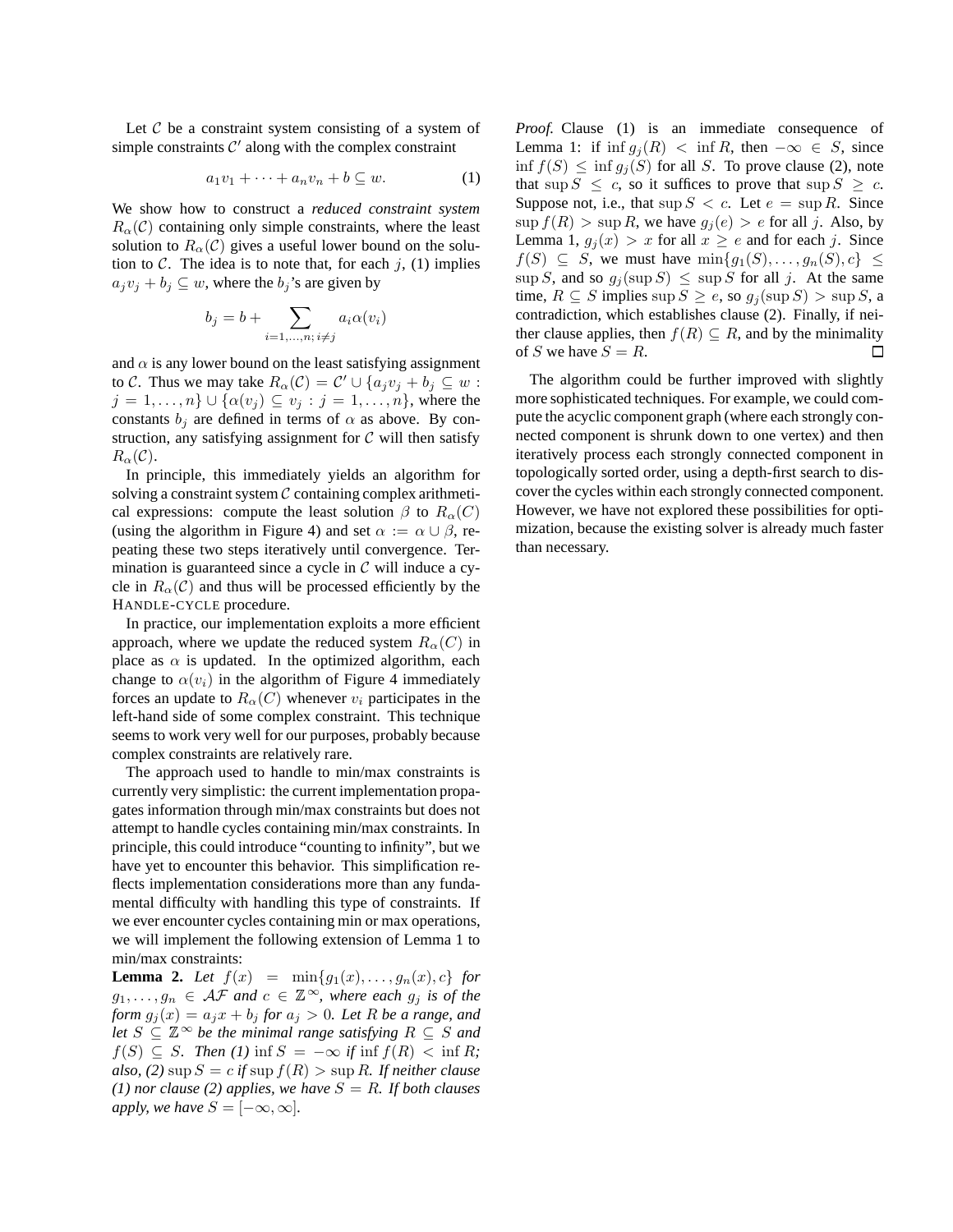Let $\mathcal{C}$ be a constraint system consisting of a system of simple constraints $\mathcal{C}'$ along with the complex constraint

$$a_1 v_1 + \cdots + a_n v_n + b \subseteq w. \tag{1}$$

We show how to construct a *reduced constraint system* $R_\alpha(\mathcal{C})$ containing only simple constraints, where the least solution to $R_\alpha(\mathcal{C})$ gives a useful lower bound on the solution to $\mathcal{C}$. The idea is to note that, for each $j$, (1) implies $a_j v_j + b_j \subseteq w$, where the $b_j$'s are given by

$$b_j = b + \sum_{i=1,\ldots,n;\, i \neq j} a_i \alpha(v_i)$$

and $\alpha$ is any lower bound on the least satisfying assignment to $\mathcal{C}$. Thus we may take $R_\alpha(\mathcal{C}) = \mathcal{C}' \cup \{a_j v_j + b_j \subseteq w : j = 1, \ldots, n\} \cup \{\alpha(v_j) \subseteq v_j : j = 1, \ldots, n\}$, where the constants $b_j$ are defined in terms of $\alpha$ as above. By construction, any satisfying assignment for $\mathcal{C}$ will then satisfy $R_\alpha(\mathcal{C})$.

In principle, this immediately yields an algorithm for solving a constraint system $\mathcal{C}$ containing complex arithmetical expressions: compute the least solution $\beta$ to $R_\alpha(C)$ (using the algorithm in Figure 4) and set $\alpha := \alpha \cup \beta$, repeating these two steps iteratively until convergence. Termination is guaranteed since a cycle in $\mathcal{C}$ will induce a cycle in $R_\alpha(\mathcal{C})$ and thus will be processed efficiently by the HANDLE-CYCLE procedure.

In practice, our implementation exploits a more efficient approach, where we update the reduced system $R_\alpha(C)$ in place as $\alpha$ is updated. In the optimized algorithm, each change to $\alpha(v_i)$ in the algorithm of Figure 4 immediately forces an update to $R_\alpha(C)$ whenever $v_i$ participates in the left-hand side of some complex constraint. This technique seems to work very well for our purposes, probably because complex constraints are relatively rare.

The approach used to handle to min/max constraints is currently very simplistic: the current implementation propagates information through min/max constraints but does not attempt to handle cycles containing min/max constraints. In principle, this could introduce "counting to infinity", but we have yet to encounter this behavior. This simplification reflects implementation considerations more than any fundamental difficulty with handling this type of constraints. If we ever encounter cycles containing min or max operations, we will implement the following extension of Lemma 1 to min/max constraints:

**Lemma 2.** *Let $f(x) = \min\{g_1(x), \ldots, g_n(x), c\}$ for $g_1, \ldots, g_n \in \mathcal{AF}$ and $c \in \mathbb{Z}^\infty$, where each $g_j$ is of the form $g_j(x) = a_j x + b_j$ for $a_j > 0$. Let $R$ be a range, and let $S \subseteq \mathbb{Z}^\infty$ be the minimal range satisfying $R \subseteq S$ and $f(S) \subseteq S$. Then (1) $\inf S = -\infty$ if $\inf f(R) < \inf R$; also, (2) $\sup S = c$ if $\sup f(R) > \sup R$. If neither clause (1) nor clause (2) applies, we have $S = R$. If both clauses apply, we have $S = [-\infty, \infty]$.*

*Proof.* Clause (1) is an immediate consequence of Lemma 1: if $\inf g_j(R) < \inf R$, then $-\infty \in S$, since $\inf f(S) \leq \inf g_j(S)$ for all $S$. To prove clause (2), note that $\sup S \leq c$, so it suffices to prove that $\sup S \geq c$. Suppose not, i.e., that $\sup S < c$. Let $e = \sup R$. Since $\sup f(R) > \sup R$, we have $g_j(e) > e$ for all $j$. Also, by Lemma 1, $g_j(x) > x$ for all $x \geq e$ and for each $j$. Since $f(S) \subseteq S$, we must have $\min\{g_1(S), \ldots, g_n(S), c\} \leq \sup S$, and so $g_j(\sup S) \leq \sup S$ for all $j$. At the same time, $R \subseteq S$ implies $\sup S \geq e$, so $g_j(\sup S) > \sup S$, a contradiction, which establishes clause (2). Finally, if neither clause applies, then $f(R) \subseteq R$, and by the minimality of $S$ we have $S = R$. $\square$

The algorithm could be further improved with slightly more sophisticated techniques. For example, we could compute the acyclic component graph (where each strongly connected component is shrunk down to one vertex) and then iteratively process each strongly connected component in topologically sorted order, using a depth-first search to discover the cycles within each strongly connected component. However, we have not explored these possibilities for optimization, because the existing solver is already much faster than necessary.